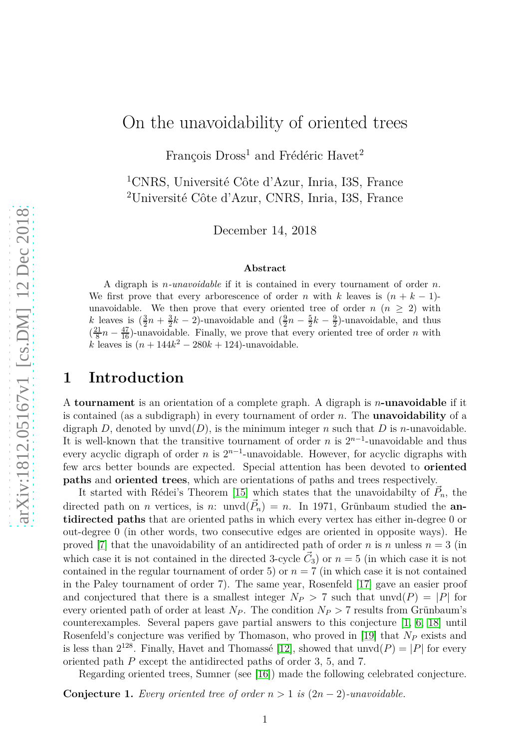# On the unavoidability of oriented trees

François Dross[1] and Frédéric Havet[2]

[1]CNRS, Université Côte d'Azur, Inria, I3S, France
[2]Université Côte d'Azur, CNRS, Inria, I3S, France

December 14, 2018

### Abstract

A digraph is *n-unavoidable* if it is contained in every tournament of order $n$. We first prove that every arborescence of order $n$ with $k$ leaves is $(n + k - 1)$-unavoidable. We then prove that every oriented tree of order $n$ ($n \geq 2$) with $k$ leaves is $(\frac{3}{2}n + \frac{3}{2}k - 2)$-unavoidable and $(\frac{9}{2}n - \frac{5}{2}k - \frac{9}{2})$-unavoidable, and thus $(\frac{21}{8}n - \frac{47}{16})$-unavoidable. Finally, we prove that every oriented tree of order $n$ with $k$ leaves is $(n + 144k^2 - 280k + 124)$-unavoidable.

## 1 Introduction

A **tournament** is an orientation of a complete graph. A digraph is $n$**-unavoidable** if it is contained (as a subdigraph) in every tournament of order $n$. The **unavoidability** of a digraph $D$, denoted by $\text{unvd}(D)$, is the minimum integer $n$ such that $D$ is $n$-unavoidable. It is well-known that the transitive tournament of order $n$ is $2^{n-1}$-unavoidable and thus every acyclic digraph of order $n$ is $2^{n-1}$-unavoidable. However, for acyclic digraphs with few arcs better bounds are expected. Special attention has been devoted to **oriented paths** and **oriented trees**, which are orientations of paths and trees respectively.

It started with Rédei's Theorem [15] which states that the unavoidabilty of $\vec{P}_n$, the directed path on $n$ vertices, is $n$: $\text{unvd}(\vec{P}_n) = n$. In 1971, Grünbaum studied the **antidirected paths** that are oriented paths in which every vertex has either in-degree 0 or out-degree 0 (in other words, two consecutive edges are oriented in opposite ways). He proved [7] that the unavoidability of an antidirected path of order $n$ is $n$ unless $n = 3$ (in which case it is not contained in the directed 3-cycle $\vec{C}_3$) or $n = 5$ (in which case it is not contained in the regular tournament of order 5) or $n = 7$ (in which case it is not contained in the Paley tournament of order 7). The same year, Rosenfeld [17] gave an easier proof and conjectured that there is a smallest integer $N_P > 7$ such that $\text{unvd}(P) = |P|$ for every oriented path of order at least $N_P$. The condition $N_P > 7$ results from Grünbaum's counterexamples. Several papers gave partial answers to this conjecture [1, 6, 18] until Rosenfeld's conjecture was verified by Thomason, who proved in [19] that $N_P$ exists and is less than $2^{128}$. Finally, Havet and Thomassé [12], showed that $\text{unvd}(P) = |P|$ for every oriented path $P$ except the antidirected paths of order 3, 5, and 7.

Regarding oriented trees, Sumner (see [16]) made the following celebrated conjecture.

**Conjecture 1.** *Every oriented tree of order $n > 1$ is $(2n - 2)$-unavoidable.*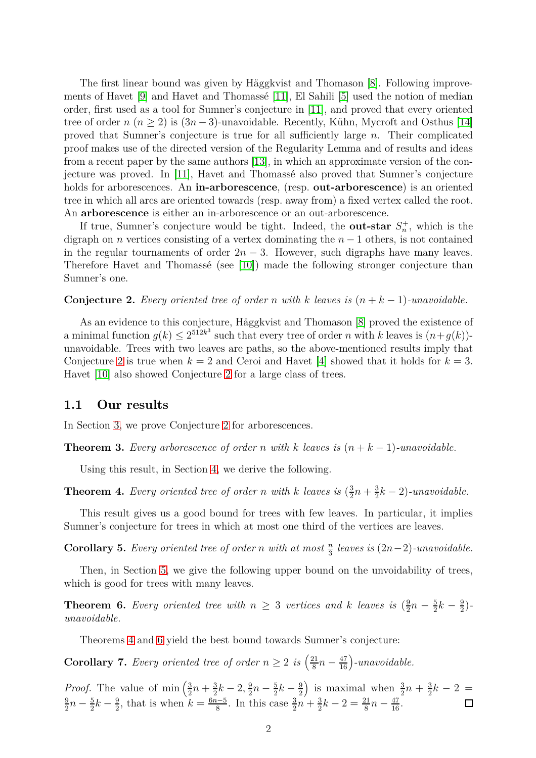The first linear bound was given by Häggkvist and Thomason [8]. Following improvements of Havet [9] and Havet and Thomassé [11], El Sahili [5] used the notion of median order, first used as a tool for Sumner's conjecture in [11], and proved that every oriented tree of order $n$ ($n \geq 2$) is $(3n-3)$-unavoidable. Recently, Kühn, Mycroft and Osthus [14] proved that Sumner's conjecture is true for all sufficiently large $n$. Their complicated proof makes use of the directed version of the Regularity Lemma and of results and ideas from a recent paper by the same authors [13], in which an approximate version of the conjecture was proved. In [11], Havet and Thomassé also proved that Sumner's conjecture holds for arborescences. An **in-arborescence**, (resp. **out-arborescence**) is an oriented tree in which all arcs are oriented towards (resp. away from) a fixed vertex called the root. An **arborescence** is either an in-arborescence or an out-arborescence.

If true, Sumner's conjecture would be tight. Indeed, the **out-star** $S_n^+$, which is the digraph on $n$ vertices consisting of a vertex dominating the $n-1$ others, is not contained in the regular tournaments of order $2n-3$. However, such digraphs have many leaves. Therefore Havet and Thomassé (see [10]) made the following stronger conjecture than Sumner's one.

**Conjecture 2.** *Every oriented tree of order $n$ with $k$ leaves is $(n+k-1)$-unavoidable.*

As an evidence to this conjecture, Häggkvist and Thomason [8] proved the existence of a minimal function $g(k) \leq 2^{512k^3}$ such that every tree of order $n$ with $k$ leaves is $(n+g(k))$-unavoidable. Trees with two leaves are paths, so the above-mentioned results imply that Conjecture 2 is true when $k=2$ and Ceroi and Havet [4] showed that it holds for $k=3$. Havet [10] also showed Conjecture 2 for a large class of trees.

## 1.1 Our results

In Section 3, we prove Conjecture 2 for arborescences.

**Theorem 3.** *Every arborescence of order $n$ with $k$ leaves is $(n+k-1)$-unavoidable.*

Using this result, in Section 4, we derive the following.

**Theorem 4.** *Every oriented tree of order $n$ with $k$ leaves is $(\frac{3}{2}n + \frac{3}{2}k - 2)$-unavoidable.*

This result gives us a good bound for trees with few leaves. In particular, it implies Sumner's conjecture for trees in which at most one third of the vertices are leaves.

**Corollary 5.** *Every oriented tree of order $n$ with at most $\frac{n}{3}$ leaves is $(2n-2)$-unavoidable.*

Then, in Section 5, we give the following upper bound on the unvoidability of trees, which is good for trees with many leaves.

**Theorem 6.** *Every oriented tree with $n \geq 3$ vertices and $k$ leaves is $(\frac{9}{2}n - \frac{5}{2}k - \frac{9}{2})$-unavoidable.*

Theorems 4 and 6 yield the best bound towards Sumner's conjecture:

**Corollary 7.** *Every oriented tree of order $n \geq 2$ is $\left(\frac{21}{8}n - \frac{47}{16}\right)$-unavoidable.*

*Proof.* The value of $\min\left(\frac{3}{2}n + \frac{3}{2}k - 2, \frac{9}{2}n - \frac{5}{2}k - \frac{9}{2}\right)$ is maximal when $\frac{3}{2}n + \frac{3}{2}k - 2 = \frac{9}{2}n - \frac{5}{2}k - \frac{9}{2}$, that is when $k = \frac{6n-5}{8}$. In this case $\frac{3}{2}n + \frac{3}{2}k - 2 = \frac{21}{8}n - \frac{47}{16}$. $\square$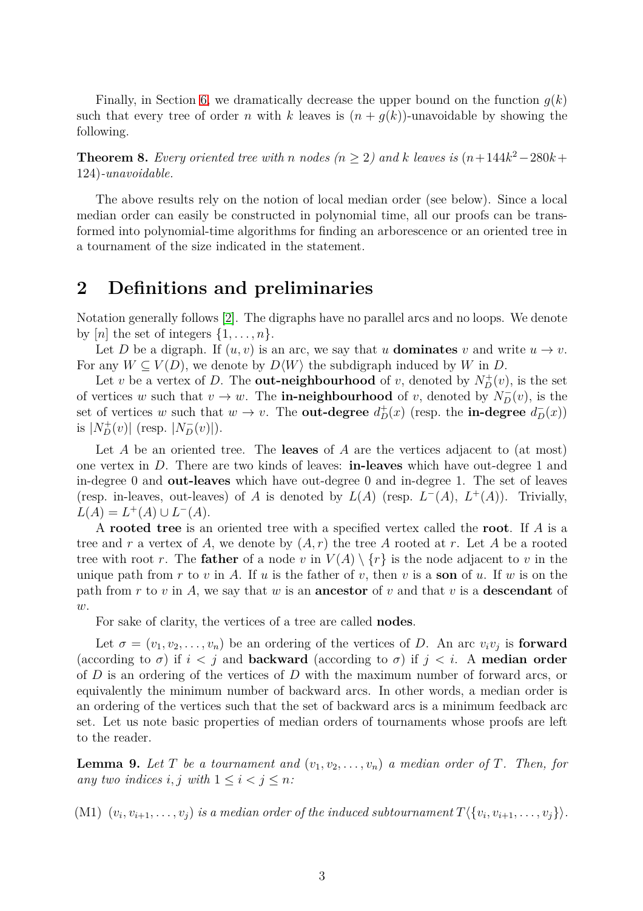Finally, in Section 6, we dramatically decrease the upper bound on the function $g(k)$ such that every tree of order $n$ with $k$ leaves is $(n + g(k))$-unavoidable by showing the following.

**Theorem 8.** *Every oriented tree with $n$ nodes ($n \geq 2$) and $k$ leaves is $(n+144k^2-280k+124)$-unavoidable.*

The above results rely on the notion of local median order (see below). Since a local median order can easily be constructed in polynomial time, all our proofs can be transformed into polynomial-time algorithms for finding an arborescence or an oriented tree in a tournament of the size indicated in the statement.

## 2 Definitions and preliminaries

Notation generally follows [2]. The digraphs have no parallel arcs and no loops. We denote by $[n]$ the set of integers $\{1, \ldots, n\}$.

Let $D$ be a digraph. If $(u, v)$ is an arc, we say that $u$ **dominates** $v$ and write $u \to v$. For any $W \subseteq V(D)$, we denote by $D\langle W \rangle$ the subdigraph induced by $W$ in $D$.

Let $v$ be a vertex of $D$. The **out-neighbourhood** of $v$, denoted by $N_D^+(v)$, is the set of vertices $w$ such that $v \to w$. The **in-neighbourhood** of $v$, denoted by $N_D^-(v)$, is the set of vertices $w$ such that $w \to v$. The **out-degree** $d_D^+(x)$ (resp. the **in-degree** $d_D^-(x)$) is $|N_D^+(v)|$ (resp. $|N_D^-(v)|$).

Let $A$ be an oriented tree. The **leaves** of $A$ are the vertices adjacent to (at most) one vertex in $D$. There are two kinds of leaves: **in-leaves** which have out-degree 1 and in-degree 0 and **out-leaves** which have out-degree 0 and in-degree 1. The set of leaves (resp. in-leaves, out-leaves) of $A$ is denoted by $L(A)$ (resp. $L^-(A)$, $L^+(A)$). Trivially, $L(A) = L^+(A) \cup L^-(A)$.

A **rooted tree** is an oriented tree with a specified vertex called the **root**. If $A$ is a tree and $r$ a vertex of $A$, we denote by $(A, r)$ the tree $A$ rooted at $r$. Let $A$ be a rooted tree with root $r$. The **father** of a node $v$ in $V(A) \setminus \{r\}$ is the node adjacent to $v$ in the unique path from $r$ to $v$ in $A$. If $u$ is the father of $v$, then $v$ is a **son** of $u$. If $w$ is on the path from $r$ to $v$ in $A$, we say that $w$ is an **ancestor** of $v$ and that $v$ is a **descendant** of $w$.

For sake of clarity, the vertices of a tree are called **nodes**.

Let $\sigma = (v_1, v_2, \ldots, v_n)$ be an ordering of the vertices of $D$. An arc $v_iv_j$ is **forward** (according to $\sigma$) if $i < j$ and **backward** (according to $\sigma$) if $j < i$. A **median order** of $D$ is an ordering of the vertices of $D$ with the maximum number of forward arcs, or equivalently the minimum number of backward arcs. In other words, a median order is an ordering of the vertices such that the set of backward arcs is a minimum feedback arc set. Let us note basic properties of median orders of tournaments whose proofs are left to the reader.

**Lemma 9.** *Let $T$ be a tournament and $(v_1, v_2, \ldots, v_n)$ a median order of $T$. Then, for any two indices $i, j$ with $1 \leq i < j \leq n$:*

(M1) *$(v_i, v_{i+1}, \ldots, v_j)$ is a median order of the induced subtournament $T\langle\{v_i, v_{i+1}, \ldots, v_j\}\rangle$.*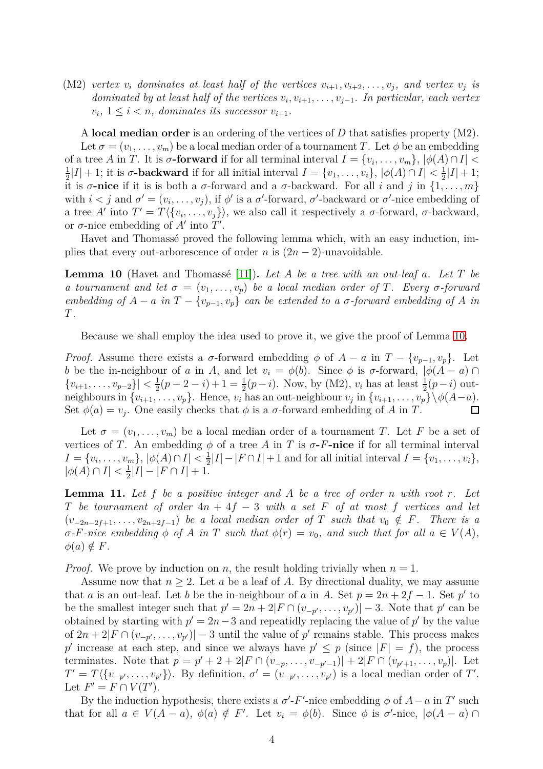(M2) *vertex $v_i$ dominates at least half of the vertices $v_{i+1}, v_{i+2}, \ldots, v_j$, and vertex $v_j$ is dominated by at least half of the vertices $v_i, v_{i+1}, \ldots, v_{j-1}$. In particular, each vertex $v_i$, $1 \leq i < n$, dominates its successor $v_{i+1}$.*

A **local median order** is an ordering of the vertices of $D$ that satisfies property (M2).

Let $\sigma = (v_1, \ldots, v_m)$ be a local median order of a tournament $T$. Let $\phi$ be an embedding of a tree $A$ in $T$. It is **$\sigma$-forward** if for all terminal interval $I = \{v_i, \ldots, v_m\}$, $|\phi(A) \cap I| < \frac{1}{2}|I| + 1$; it is **$\sigma$-backward** if for all initial interval $I = \{v_1, \ldots, v_i\}$, $|\phi(A) \cap I| < \frac{1}{2}|I| + 1$; it is **$\sigma$-nice** if it is is both a $\sigma$-forward and a $\sigma$-backward. For all $i$ and $j$ in $\{1, \ldots, m\}$ with $i < j$ and $\sigma' = (v_i, \ldots, v_j)$, if $\phi'$ is a $\sigma'$-forward, $\sigma'$-backward or $\sigma'$-nice embedding of a tree $A'$ into $T' = T\langle\{v_i, \ldots, v_j\}\rangle$, we also call it respectively a $\sigma$-forward, $\sigma$-backward, or $\sigma$-nice embedding of $A'$ into $T'$.

Havet and Thomassé proved the following lemma which, with an easy induction, implies that every out-arborescence of order $n$ is $(2n-2)$-unavoidable.

**Lemma 10** (Havet and Thomassé [11])**.** *Let $A$ be a tree with an out-leaf $a$. Let $T$ be a tournament and let $\sigma = (v_1, \ldots, v_p)$ be a local median order of $T$. Every $\sigma$-forward embedding of $A - a$ in $T - \{v_{p-1}, v_p\}$ can be extended to a $\sigma$-forward embedding of $A$ in $T$.*

Because we shall employ the idea used to prove it, we give the proof of Lemma 10.

*Proof.* Assume there exists a $\sigma$-forward embedding $\phi$ of $A - a$ in $T - \{v_{p-1}, v_p\}$. Let $b$ be the in-neighbour of $a$ in $A$, and let $v_i = \phi(b)$. Since $\phi$ is $\sigma$-forward, $|\phi(A-a) \cap \{v_{i+1}, \ldots, v_{p-2}\}| < \frac{1}{2}(p-2-i) + 1 = \frac{1}{2}(p-i)$. Now, by (M2), $v_i$ has at least $\frac{1}{2}(p-i)$ out-neighbours in $\{v_{i+1}, \ldots, v_p\}$. Hence, $v_i$ has an out-neighbour $v_j$ in $\{v_{i+1}, \ldots, v_p\} \setminus \phi(A-a)$. Set $\phi(a) = v_j$. One easily checks that $\phi$ is a $\sigma$-forward embedding of $A$ in $T$. $\square$

Let $\sigma = (v_1, \ldots, v_m)$ be a local median order of a tournament $T$. Let $F$ be a set of vertices of $T$. An embedding $\phi$ of a tree $A$ in $T$ is **$\sigma$-$F$-nice** if for all terminal interval $I = \{v_i, \ldots, v_m\}$, $|\phi(A) \cap I| < \frac{1}{2}|I| - |F \cap I| + 1$ and for all initial interval $I = \{v_1, \ldots, v_i\}$, $|\phi(A) \cap I| < \frac{1}{2}|I| - |F \cap I| + 1$.

**Lemma 11.** *Let $f$ be a positive integer and $A$ be a tree of order $n$ with root $r$. Let $T$ be tournament of order $4n + 4f - 3$ with a set $F$ of at most $f$ vertices and let $(v_{-2n-2f+1}, \ldots, v_{2n+2f-1})$ be a local median order of $T$ such that $v_0 \notin F$. There is a $\sigma$-$F$-nice embedding $\phi$ of $A$ in $T$ such that $\phi(r) = v_0$, and such that for all $a \in V(A)$, $\phi(a) \notin F$.*

*Proof.* We prove by induction on $n$, the result holding trivially when $n = 1$.

Assume now that $n \geq 2$. Let $a$ be a leaf of $A$. By directional duality, we may assume that $a$ is an out-leaf. Let $b$ be the in-neighbour of $a$ in $A$. Set $p = 2n + 2f - 1$. Set $p'$ to be the smallest integer such that $p' = 2n + 2|F \cap (v_{-p'}, \ldots, v_{p'})| - 3$. Note that $p'$ can be obtained by starting with $p' = 2n - 3$ and repeatidly replacing the value of $p'$ by the value of $2n + 2|F \cap (v_{-p'}, \ldots, v_{p'})| - 3$ until the value of $p'$ remains stable. This process makes $p'$ increase at each step, and since we always have $p' \leq p$ (since $|F| = f$), the process terminates. Note that $p = p' + 2 + 2|F \cap (v_{-p}, \ldots, v_{-p'-1})| + 2|F \cap (v_{p'+1}, \ldots, v_p)|$. Let $T' = T\langle\{v_{-p'}, \ldots, v_{p'}\}\rangle$. By definition, $\sigma' = (v_{-p'}, \ldots, v_{p'})$ is a local median order of $T'$. Let $F' = F \cap V(T')$.

By the induction hypothesis, there exists a $\sigma'$-$F'$-nice embedding $\phi$ of $A - a$ in $T'$ such that for all $a \in V(A - a)$, $\phi(a) \notin F'$. Let $v_i = \phi(b)$. Since $\phi$ is $\sigma'$-nice, $|\phi(A - a) \cap$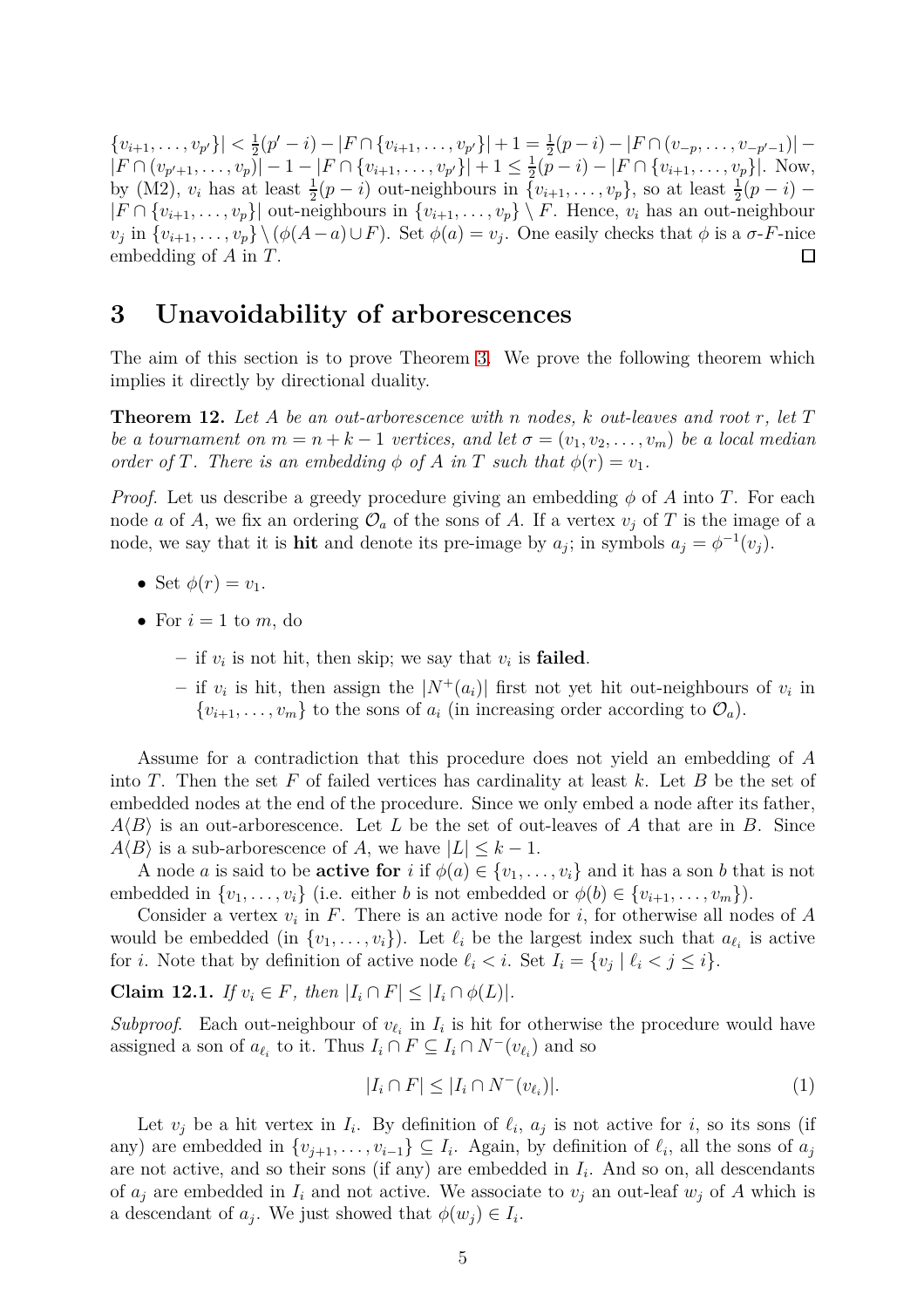$\{v_{i+1},\dots,v_{p'}\}| < \frac{1}{2}(p'-i) - |F\cap\{v_{i+1},\dots,v_{p'}\}| + 1 = \frac{1}{2}(p-i) - |F\cap(v_{-p},\dots,v_{-p'-1})| - |F\cap(v_{p'+1},\dots,v_p)| - 1 - |F\cap\{v_{i+1},\dots,v_{p'}\}| + 1 \le \frac{1}{2}(p-i) - |F\cap\{v_{i+1},\dots,v_p\}|$. Now, by (M2), $v_i$ has at least $\frac{1}{2}(p-i)$ out-neighbours in $\{v_{i+1},\dots,v_p\}$, so at least $\frac{1}{2}(p-i) - |F\cap\{v_{i+1},\dots,v_p\}|$ out-neighbours in $\{v_{i+1},\dots,v_p\}\setminus F$. Hence, $v_i$ has an out-neighbour $v_j$ in $\{v_{i+1},\dots,v_p\}\setminus(\phi(A-a)\cup F)$. Set $\phi(a)=v_j$. One easily checks that $\phi$ is a $\sigma$-$F$-nice embedding of $A$ in $T$. □

# 3 Unavoidability of arborescences

The aim of this section is to prove Theorem 3. We prove the following theorem which implies it directly by directional duality.

**Theorem 12.** *Let $A$ be an out-arborescence with $n$ nodes, $k$ out-leaves and root $r$, let $T$ be a tournament on $m = n+k-1$ vertices, and let $\sigma = (v_1, v_2, \dots, v_m)$ be a local median order of $T$. There is an embedding $\phi$ of $A$ in $T$ such that $\phi(r) = v_1$.*

*Proof.* Let us describe a greedy procedure giving an embedding $\phi$ of $A$ into $T$. For each node $a$ of $A$, we fix an ordering $\mathcal{O}_a$ of the sons of $A$. If a vertex $v_j$ of $T$ is the image of a node, we say that it is **hit** and denote its pre-image by $a_j$; in symbols $a_j = \phi^{-1}(v_j)$.

- Set $\phi(r) = v_1$.
- For $i = 1$ to $m$, do
  - if $v_i$ is not hit, then skip; we say that $v_i$ is **failed**.
  - if $v_i$ is hit, then assign the $|N^+(a_i)|$ first not yet hit out-neighbours of $v_i$ in $\{v_{i+1},\dots,v_m\}$ to the sons of $a_i$ (in increasing order according to $\mathcal{O}_a$).

Assume for a contradiction that this procedure does not yield an embedding of $A$ into $T$. Then the set $F$ of failed vertices has cardinality at least $k$. Let $B$ be the set of embedded nodes at the end of the procedure. Since we only embed a node after its father, $A\langle B\rangle$ is an out-arborescence. Let $L$ be the set of out-leaves of $A$ that are in $B$. Since $A\langle B\rangle$ is a sub-arborescence of $A$, we have $|L| \le k-1$.

A node $a$ is said to be **active for** $i$ if $\phi(a) \in \{v_1,\dots,v_i\}$ and it has a son $b$ that is not embedded in $\{v_1,\dots,v_i\}$ (i.e. either $b$ is not embedded or $\phi(b) \in \{v_{i+1},\dots,v_m\}$).

Consider a vertex $v_i$ in $F$. There is an active node for $i$, for otherwise all nodes of $A$ would be embedded (in $\{v_1,\dots,v_i\}$). Let $\ell_i$ be the largest index such that $a_{\ell_i}$ is active for $i$. Note that by definition of active node $\ell_i < i$. Set $I_i = \{v_j \mid \ell_i < j \le i\}$.

**Claim 12.1.** *If $v_i \in F$, then $|I_i \cap F| \le |I_i \cap \phi(L)|$.*

*Subproof.* Each out-neighbour of $v_{\ell_i}$ in $I_i$ is hit for otherwise the procedure would have assigned a son of $a_{\ell_i}$ to it. Thus $I_i \cap F \subseteq I_i \cap N^-(v_{\ell_i})$ and so

$$|I_i \cap F| \le |I_i \cap N^-(v_{\ell_i})|. \tag{1}$$

Let $v_j$ be a hit vertex in $I_i$. By definition of $\ell_i$, $a_j$ is not active for $i$, so its sons (if any) are embedded in $\{v_{j+1},\dots,v_{i-1}\} \subseteq I_i$. Again, by definition of $\ell_i$, all the sons of $a_j$ are not active, and so their sons (if any) are embedded in $I_i$. And so on, all descendants of $a_j$ are embedded in $I_i$ and not active. We associate to $v_j$ an out-leaf $w_j$ of $A$ which is a descendant of $a_j$. We just showed that $\phi(w_j) \in I_i$.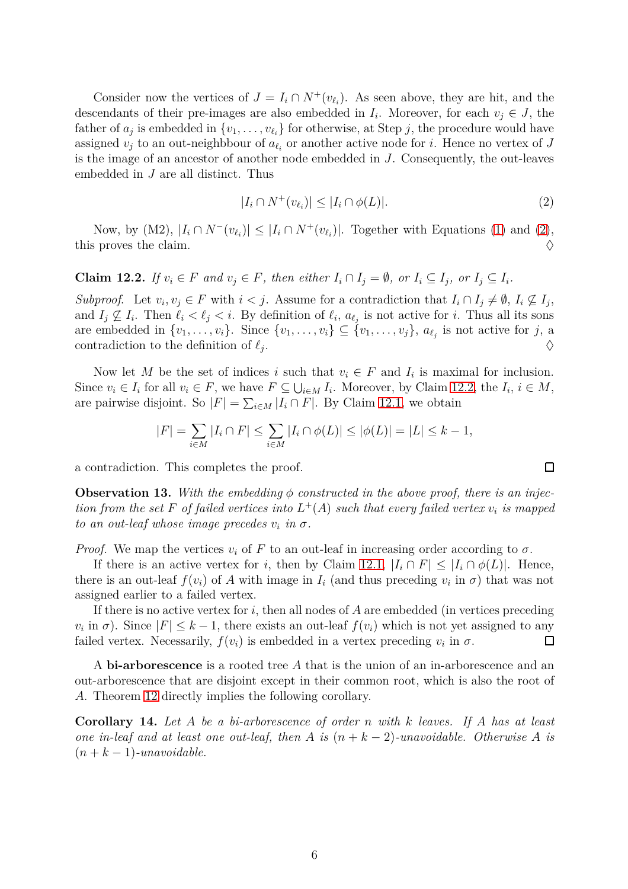Consider now the vertices of $J = I_i \cap N^+(v_{\ell_i})$. As seen above, they are hit, and the descendants of their pre-images are also embedded in $I_i$. Moreover, for each $v_j \in J$, the father of $a_j$ is embedded in $\{v_1, \ldots, v_{\ell_i}\}$ for otherwise, at Step $j$, the procedure would have assigned $v_j$ to an out-neighbbour of $a_{\ell_i}$ or another active node for $i$. Hence no vertex of $J$ is the image of an ancestor of another node embedded in $J$. Consequently, the out-leaves embedded in $J$ are all distinct. Thus

$$|I_i \cap N^+(v_{\ell_i})| \leq |I_i \cap \phi(L)|. \tag{2}$$

Now, by (M2), $|I_i \cap N^-(v_{\ell_i})| \leq |I_i \cap N^+(v_{\ell_i})|$. Together with Equations (1) and (2), this proves the claim. ♢

**Claim 12.2.** *If $v_i \in F$ and $v_j \in F$, then either $I_i \cap I_j = \emptyset$, or $I_i \subseteq I_j$, or $I_j \subseteq I_i$.*

*Subproof.* Let $v_i, v_j \in F$ with $i < j$. Assume for a contradiction that $I_i \cap I_j \neq \emptyset$, $I_i \not\subseteq I_j$, and $I_j \not\subseteq I_i$. Then $\ell_i < \ell_j < i$. By definition of $\ell_i$, $a_{\ell_j}$ is not active for $i$. Thus all its sons are embedded in $\{v_1, \ldots, v_i\}$. Since $\{v_1, \ldots, v_i\} \subseteq \{v_1, \ldots, v_j\}$, $a_{\ell_j}$ is not active for $j$, a contradiction to the definition of $\ell_j$. ♢

Now let $M$ be the set of indices $i$ such that $v_i \in F$ and $I_i$ is maximal for inclusion. Since $v_i \in I_i$ for all $v_i \in F$, we have $F \subseteq \bigcup_{i \in M} I_i$. Moreover, by Claim 12.2, the $I_i$, $i \in M$, are pairwise disjoint. So $|F| = \sum_{i \in M} |I_i \cap F|$. By Claim 12.1, we obtain

$$|F| = \sum_{i \in M} |I_i \cap F| \leq \sum_{i \in M} |I_i \cap \phi(L)| \leq |\phi(L)| = |L| \leq k - 1,$$

a contradiction. This completes the proof. □

**Observation 13.** *With the embedding $\phi$ constructed in the above proof, there is an injection from the set $F$ of failed vertices into $L^+(A)$ such that every failed vertex $v_i$ is mapped to an out-leaf whose image precedes $v_i$ in $\sigma$.*

*Proof.* We map the vertices $v_i$ of $F$ to an out-leaf in increasing order according to $\sigma$.

If there is an active vertex for $i$, then by Claim 12.1, $|I_i \cap F| \leq |I_i \cap \phi(L)|$. Hence, there is an out-leaf $f(v_i)$ of $A$ with image in $I_i$ (and thus preceding $v_i$ in $\sigma$) that was not assigned earlier to a failed vertex.

If there is no active vertex for $i$, then all nodes of $A$ are embedded (in vertices preceding $v_i$ in $\sigma$). Since $|F| \leq k - 1$, there exists an out-leaf $f(v_i)$ which is not yet assigned to any failed vertex. Necessarily, $f(v_i)$ is embedded in a vertex preceding $v_i$ in $\sigma$. □

A **bi-arborescence** is a rooted tree $A$ that is the union of an in-arborescence and an out-arborescence that are disjoint except in their common root, which is also the root of $A$. Theorem 12 directly implies the following corollary.

**Corollary 14.** *Let $A$ be a bi-arborescence of order $n$ with $k$ leaves. If $A$ has at least one in-leaf and at least one out-leaf, then $A$ is $(n + k - 2)$-unavoidable. Otherwise $A$ is $(n + k - 1)$-unavoidable.*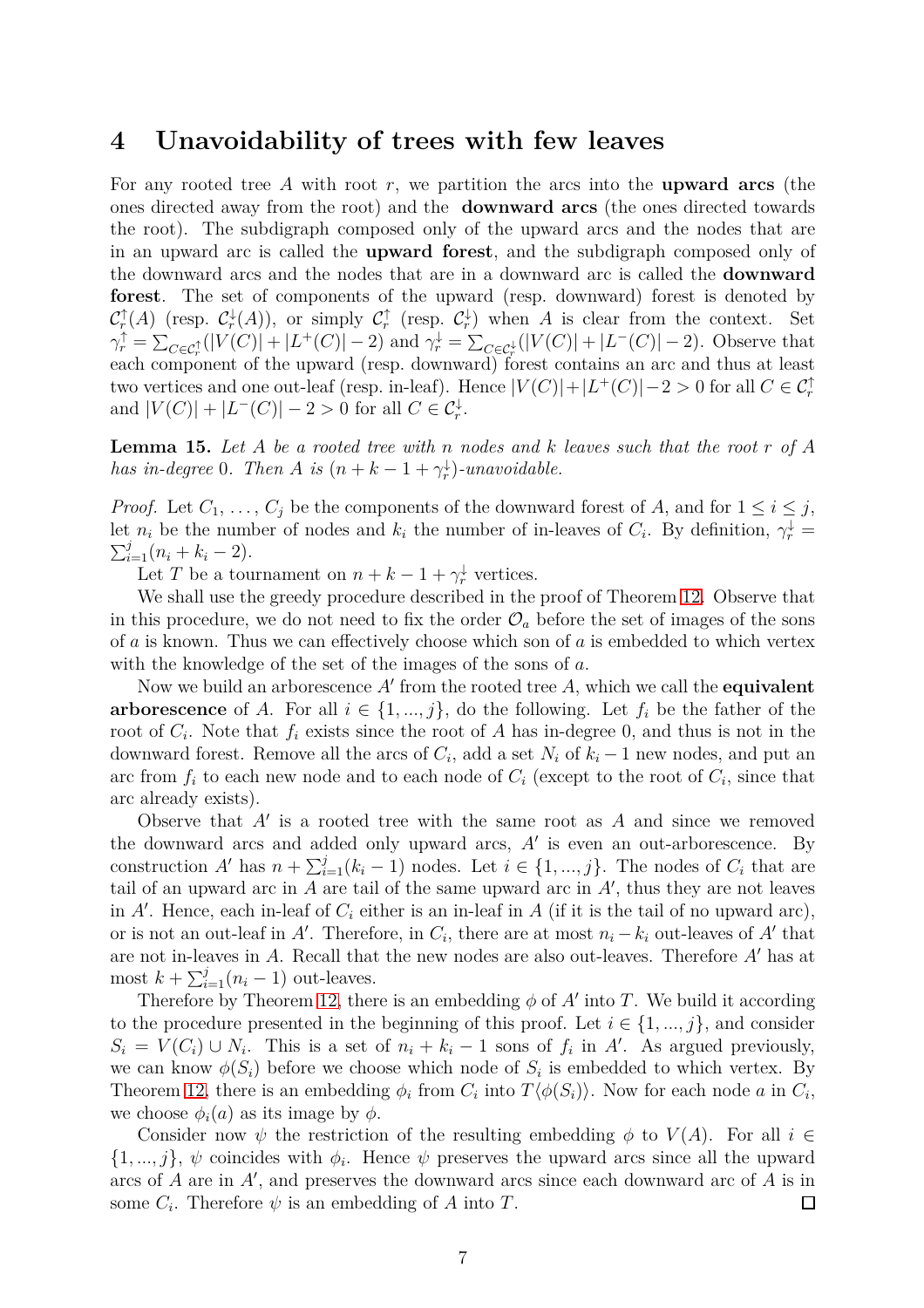# 4 Unavoidability of trees with few leaves

For any rooted tree $A$ with root $r$, we partition the arcs into the **upward arcs** (the ones directed away from the root) and the **downward arcs** (the ones directed towards the root). The subdigraph composed only of the upward arcs and the nodes that are in an upward arc is called the **upward forest**, and the subdigraph composed only of the downward arcs and the nodes that are in a downward arc is called the **downward forest**. The set of components of the upward (resp. downward) forest is denoted by $\mathcal{C}_r^\uparrow(A)$ (resp. $\mathcal{C}_r^\downarrow(A)$), or simply $\mathcal{C}_r^\uparrow$ (resp. $\mathcal{C}_r^\downarrow$) when $A$ is clear from the context. Set $\gamma_r^\uparrow = \sum_{C \in \mathcal{C}_r^\uparrow}(|V(C)| + |L^+(C)| - 2)$ and $\gamma_r^\downarrow = \sum_{C \in \mathcal{C}_r^\downarrow}(|V(C)| + |L^-(C)| - 2)$. Observe that each component of the upward (resp. downward) forest contains an arc and thus at least two vertices and one out-leaf (resp. in-leaf). Hence $|V(C)| + |L^+(C)| - 2 > 0$ for all $C \in \mathcal{C}_r^\uparrow$ and $|V(C)| + |L^-(C)| - 2 > 0$ for all $C \in \mathcal{C}_r^\downarrow$.

**Lemma 15.** *Let $A$ be a rooted tree with $n$ nodes and $k$ leaves such that the root $r$ of $A$ has in-degree 0. Then $A$ is $(n + k - 1 + \gamma_r^\downarrow)$-unavoidable.*

*Proof.* Let $C_1, \dots, C_j$ be the components of the downward forest of $A$, and for $1 \leq i \leq j$, let $n_i$ be the number of nodes and $k_i$ the number of in-leaves of $C_i$. By definition, $\gamma_r^\downarrow = \sum_{i=1}^{j}(n_i + k_i - 2)$.

Let $T$ be a tournament on $n + k - 1 + \gamma_r^\downarrow$ vertices.

We shall use the greedy procedure described in the proof of Theorem 12. Observe that in this procedure, we do not need to fix the order $\mathcal{O}_a$ before the set of images of the sons of $a$ is known. Thus we can effectively choose which son of $a$ is embedded to which vertex with the knowledge of the set of the images of the sons of $a$.

Now we build an arborescence $A'$ from the rooted tree $A$, which we call the **equivalent arborescence** of $A$. For all $i \in \{1, ..., j\}$, do the following. Let $f_i$ be the father of the root of $C_i$. Note that $f_i$ exists since the root of $A$ has in-degree 0, and thus is not in the downward forest. Remove all the arcs of $C_i$, add a set $N_i$ of $k_i - 1$ new nodes, and put an arc from $f_i$ to each new node and to each node of $C_i$ (except to the root of $C_i$, since that arc already exists).

Observe that $A'$ is a rooted tree with the same root as $A$ and since we removed the downward arcs and added only upward arcs, $A'$ is even an out-arborescence. By construction $A'$ has $n + \sum_{i=1}^{j}(k_i - 1)$ nodes. Let $i \in \{1, ..., j\}$. The nodes of $C_i$ that are tail of an upward arc in $A$ are tail of the same upward arc in $A'$, thus they are not leaves in $A'$. Hence, each in-leaf of $C_i$ either is an in-leaf in $A$ (if it is the tail of no upward arc), or is not an out-leaf in $A'$. Therefore, in $C_i$, there are at most $n_i - k_i$ out-leaves of $A'$ that are not in-leaves in $A$. Recall that the new nodes are also out-leaves. Therefore $A'$ has at most $k + \sum_{i=1}^{j}(n_i - 1)$ out-leaves.

Therefore by Theorem 12, there is an embedding $\phi$ of $A'$ into $T$. We build it according to the procedure presented in the beginning of this proof. Let $i \in \{1, ..., j\}$, and consider $S_i = V(C_i) \cup N_i$. This is a set of $n_i + k_i - 1$ sons of $f_i$ in $A'$. As argued previously, we can know $\phi(S_i)$ before we choose which node of $S_i$ is embedded to which vertex. By Theorem 12, there is an embedding $\phi_i$ from $C_i$ into $T\langle\phi(S_i)\rangle$. Now for each node $a$ in $C_i$, we choose $\phi_i(a)$ as its image by $\phi$.

Consider now $\psi$ the restriction of the resulting embedding $\phi$ to $V(A)$. For all $i \in \{1, ..., j\}$, $\psi$ coincides with $\phi_i$. Hence $\psi$ preserves the upward arcs since all the upward arcs of $A$ are in $A'$, and preserves the downward arcs since each downward arc of $A$ is in some $C_i$. Therefore $\psi$ is an embedding of $A$ into $T$. $\square$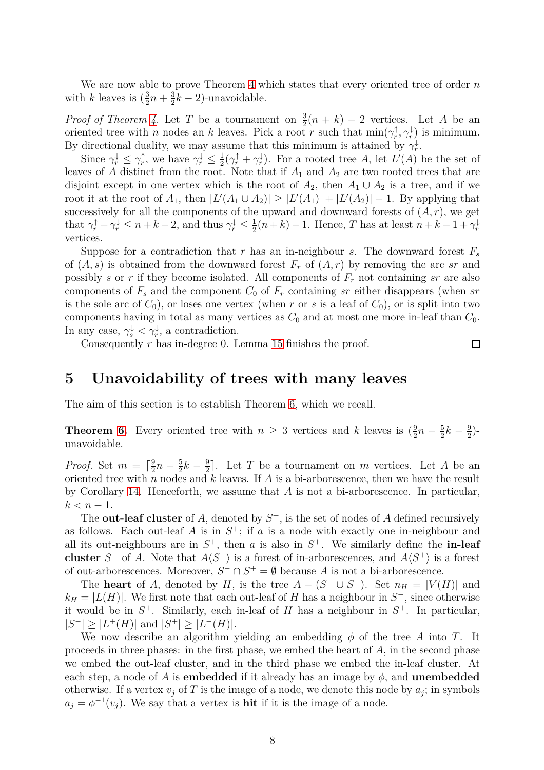We are now able to prove Theorem 4 which states that every oriented tree of order $n$ with $k$ leaves is $(\frac{3}{2}n + \frac{3}{2}k - 2)$-unavoidable.

*Proof of Theorem 4.* Let $T$ be a tournament on $\frac{3}{2}(n + k) - 2$ vertices. Let $A$ be an oriented tree with $n$ nodes an $k$ leaves. Pick a root $r$ such that $\min(\gamma_r^{\uparrow}, \gamma_r^{\downarrow})$ is minimum. By directional duality, we may assume that this minimum is attained by $\gamma_r^{\downarrow}$.

Since $\gamma_r^{\downarrow} \leq \gamma_r^{\uparrow}$, we have $\gamma_r^{\downarrow} \leq \frac{1}{2}(\gamma_r^{\uparrow} + \gamma_r^{\downarrow})$. For a rooted tree $A$, let $L'(A)$ be the set of leaves of $A$ distinct from the root. Note that if $A_1$ and $A_2$ are two rooted trees that are disjoint except in one vertex which is the root of $A_2$, then $A_1 \cup A_2$ is a tree, and if we root it at the root of $A_1$, then $|L'(A_1 \cup A_2)| \geq |L'(A_1)| + |L'(A_2)| - 1$. By applying that successively for all the components of the upward and downward forests of $(A, r)$, we get that $\gamma_r^{\uparrow} + \gamma_r^{\downarrow} \leq n + k - 2$, and thus $\gamma_r^{\downarrow} \leq \frac{1}{2}(n + k) - 1$. Hence, $T$ has at least $n + k - 1 + \gamma_r^{\downarrow}$ vertices.

Suppose for a contradiction that $r$ has an in-neighbour $s$. The downward forest $F_s$ of $(A, s)$ is obtained from the downward forest $F_r$ of $(A, r)$ by removing the arc $sr$ and possibly $s$ or $r$ if they become isolated. All components of $F_r$ not containing $sr$ are also components of $F_s$ and the component $C_0$ of $F_r$ containing $sr$ either disappears (when $sr$ is the sole arc of $C_0$), or loses one vertex (when $r$ or $s$ is a leaf of $C_0$), or is split into two components having in total as many vertices as $C_0$ and at most one more in-leaf than $C_0$. In any case, $\gamma_s^{\downarrow} < \gamma_r^{\downarrow}$, a contradiction.

Consequently $r$ has in-degree 0. Lemma 15 finishes the proof. $\square$

## 5 Unavoidability of trees with many leaves

The aim of this section is to establish Theorem 6, which we recall.

**Theorem 6.** Every oriented tree with $n \geq 3$ vertices and $k$ leaves is $(\frac{9}{2}n - \frac{5}{2}k - \frac{9}{2})$-unavoidable.

*Proof.* Set $m = \lceil \frac{9}{2}n - \frac{5}{2}k - \frac{9}{2} \rceil$. Let $T$ be a tournament on $m$ vertices. Let $A$ be an oriented tree with $n$ nodes and $k$ leaves. If $A$ is a bi-arborescence, then we have the result by Corollary 14. Henceforth, we assume that $A$ is not a bi-arborescence. In particular, $k < n - 1$.

The **out-leaf cluster** of $A$, denoted by $S^+$, is the set of nodes of $A$ defined recursively as follows. Each out-leaf $A$ is in $S^+$; if $a$ is a node with exactly one in-neighbour and all its out-neighbours are in $S^+$, then $a$ is also in $S^+$. We similarly define the **in-leaf cluster** $S^-$ of $A$. Note that $A\langle S^- \rangle$ is a forest of in-arborescences, and $A\langle S^+ \rangle$ is a forest of out-arborescences. Moreover, $S^- \cap S^+ = \emptyset$ because $A$ is not a bi-arborescence.

The **heart** of $A$, denoted by $H$, is the tree $A - (S^- \cup S^+)$. Set $n_H = |V(H)|$ and $k_H = |L(H)|$. We first note that each out-leaf of $H$ has a neighbour in $S^-$, since otherwise it would be in $S^+$. Similarly, each in-leaf of $H$ has a neighbour in $S^+$. In particular, $|S^-| \geq |L^+(H)|$ and $|S^+| \geq |L^-(H)|$.

We now describe an algorithm yielding an embedding $\phi$ of the tree $A$ into $T$. It proceeds in three phases: in the first phase, we embed the heart of $A$, in the second phase we embed the out-leaf cluster, and in the third phase we embed the in-leaf cluster. At each step, a node of $A$ is **embedded** if it already has an image by $\phi$, and **unembedded** otherwise. If a vertex $v_j$ of $T$ is the image of a node, we denote this node by $a_j$; in symbols $a_j = \phi^{-1}(v_j)$. We say that a vertex is **hit** if it is the image of a node.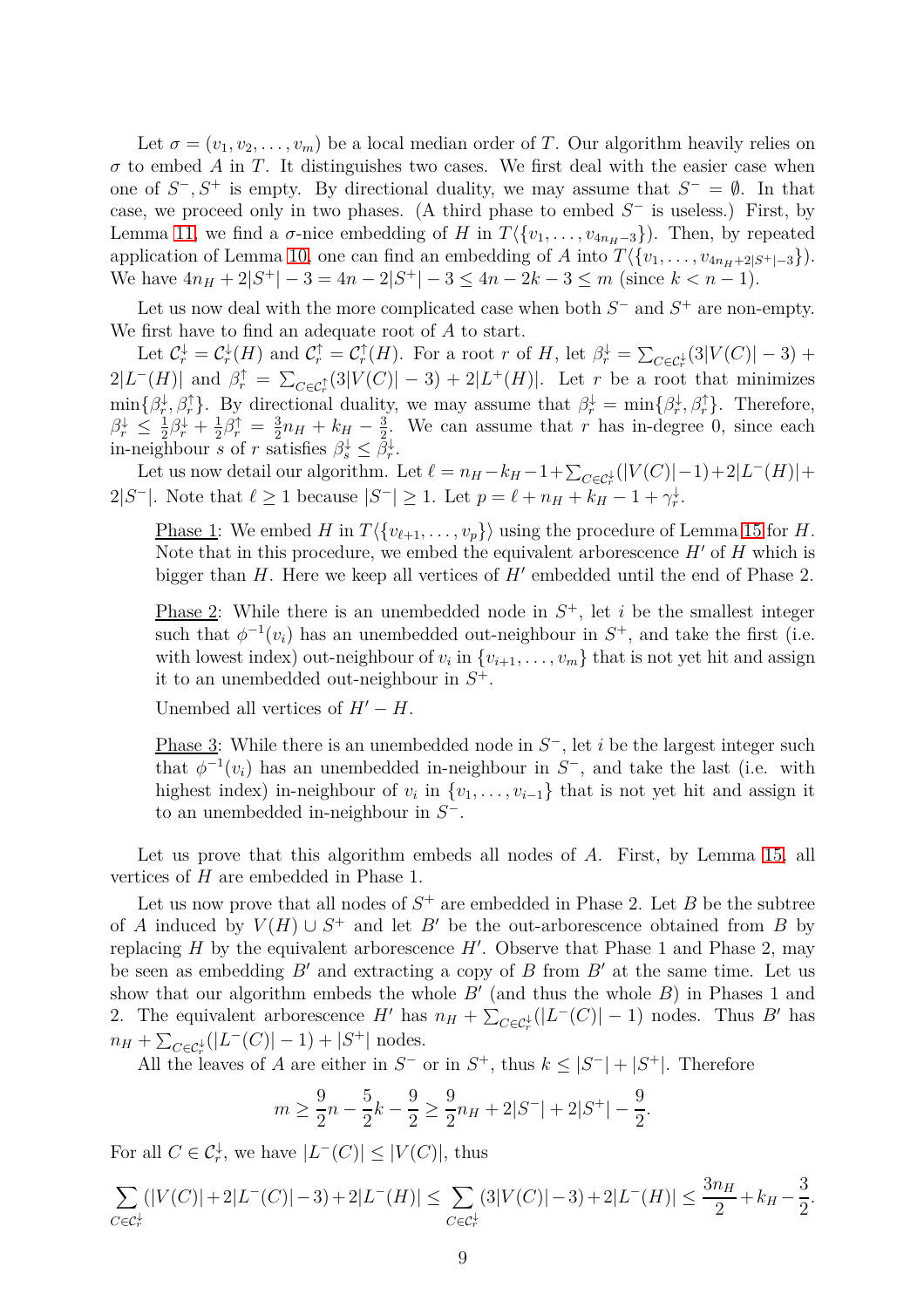Let $\sigma = (v_1, v_2, \dots, v_m)$ be a local median order of $T$. Our algorithm heavily relies on $\sigma$ to embed $A$ in $T$. It distinguishes two cases. We first deal with the easier case when one of $S^-, S^+$ is empty. By directional duality, we may assume that $S^- = \emptyset$. In that case, we proceed only in two phases. (A third phase to embed $S^-$ is useless.) First, by Lemma 11, we find a $\sigma$-nice embedding of $H$ in $T\langle\{v_1, \dots, v_{4n_H-3}\}\rangle$. Then, by repeated application of Lemma 10, one can find an embedding of $A$ into $T\langle\{v_1, \dots, v_{4n_H+2|S^+|-3}\}\rangle$. We have $4n_H + 2|S^+| - 3 = 4n - 2|S^+| - 3 \leq 4n - 2k - 3 \leq m$ (since $k < n-1$).

Let us now deal with the more complicated case when both $S^-$ and $S^+$ are non-empty. We first have to find an adequate root of $A$ to start.

Let $\mathcal{C}_r^{\downarrow} = \mathcal{C}_r^{\downarrow}(H)$ and $\mathcal{C}_r^{\uparrow} = \mathcal{C}_r^{\uparrow}(H)$. For a root $r$ of $H$, let $\beta_r^{\downarrow} = \sum_{C \in \mathcal{C}_r^{\downarrow}} (3|V(C)| - 3) + 2|L^-(H)|$ and $\beta_r^{\uparrow} = \sum_{C \in \mathcal{C}_r^{\uparrow}} (3|V(C)| - 3) + 2|L^+(H)|$. Let $r$ be a root that minimizes $\min\{\beta_r^{\downarrow}, \beta_r^{\uparrow}\}$. By directional duality, we may assume that $\beta_r^{\downarrow} = \min\{\beta_r^{\downarrow}, \beta_r^{\uparrow}\}$. Therefore, $\beta_r^{\downarrow} \leq \frac{1}{2}\beta_r^{\downarrow} + \frac{1}{2}\beta_r^{\uparrow} = \frac{3}{2}n_H + k_H - \frac{3}{2}$. We can assume that $r$ has in-degree 0, since each in-neighbour $s$ of $r$ satisfies $\beta_s^{\downarrow} \leq \beta_r^{\downarrow}$.

Let us now detail our algorithm. Let $\ell = n_H - k_H - 1 + \sum_{C \in \mathcal{C}_r^{\downarrow}} (|V(C)| - 1) + 2|L^-(H)| + 2|S^-|$. Note that $\ell \geq 1$ because $|S^-| \geq 1$. Let $p = \ell + n_H + k_H - 1 + \gamma_r^{\downarrow}$.

> Phase 1: We embed $H$ in $T\langle\{v_{\ell+1}, \dots, v_p\}\rangle$ using the procedure of Lemma 15 for $H$. Note that in this procedure, we embed the equivalent arborescence $H'$ of $H$ which is bigger than $H$. Here we keep all vertices of $H'$ embedded until the end of Phase 2.
>
> Phase 2: While there is an unembedded node in $S^+$, let $i$ be the smallest integer such that $\phi^{-1}(v_i)$ has an unembedded out-neighbour in $S^+$, and take the first (i.e. with lowest index) out-neighbour of $v_i$ in $\{v_{i+1}, \dots, v_m\}$ that is not yet hit and assign it to an unembedded out-neighbour in $S^+$.
>
> Unembed all vertices of $H' - H$.
>
> Phase 3: While there is an unembedded node in $S^-$, let $i$ be the largest integer such that $\phi^{-1}(v_i)$ has an unembedded in-neighbour in $S^-$, and take the last (i.e. with highest index) in-neighbour of $v_i$ in $\{v_1, \dots, v_{i-1}\}$ that is not yet hit and assign it to an unembedded in-neighbour in $S^-$.

Let us prove that this algorithm embeds all nodes of $A$. First, by Lemma 15, all vertices of $H$ are embedded in Phase 1.

Let us now prove that all nodes of $S^+$ are embedded in Phase 2. Let $B$ be the subtree of $A$ induced by $V(H) \cup S^+$ and let $B'$ be the out-arborescence obtained from $B$ by replacing $H$ by the equivalent arborescence $H'$. Observe that Phase 1 and Phase 2, may be seen as embedding $B'$ and extracting a copy of $B$ from $B'$ at the same time. Let us show that our algorithm embeds the whole $B'$ (and thus the whole $B$) in Phases 1 and 2. The equivalent arborescence $H'$ has $n_H + \sum_{C \in \mathcal{C}_r^{\downarrow}} (|L^-(C)| - 1)$ nodes. Thus $B'$ has $n_H + \sum_{C \in \mathcal{C}_r^{\downarrow}} (|L^-(C)| - 1) + |S^+|$ nodes.

All the leaves of $A$ are either in $S^-$ or in $S^+$, thus $k \leq |S^-| + |S^+|$. Therefore

$$m \geq \frac{9}{2}n - \frac{5}{2}k - \frac{9}{2} \geq \frac{9}{2}n_H + 2|S^-| + 2|S^+| - \frac{9}{2}.$$

For all $C \in \mathcal{C}_r^{\downarrow}$, we have $|L^-(C)| \leq |V(C)|$, thus

$$\sum_{C \in \mathcal{C}_r^{\downarrow}} (|V(C)| + 2|L^-(C)| - 3) + 2|L^-(H)| \leq \sum_{C \in \mathcal{C}_r^{\downarrow}} (3|V(C)| - 3) + 2|L^-(H)| \leq \frac{3n_H}{2} + k_H - \frac{3}{2}.$$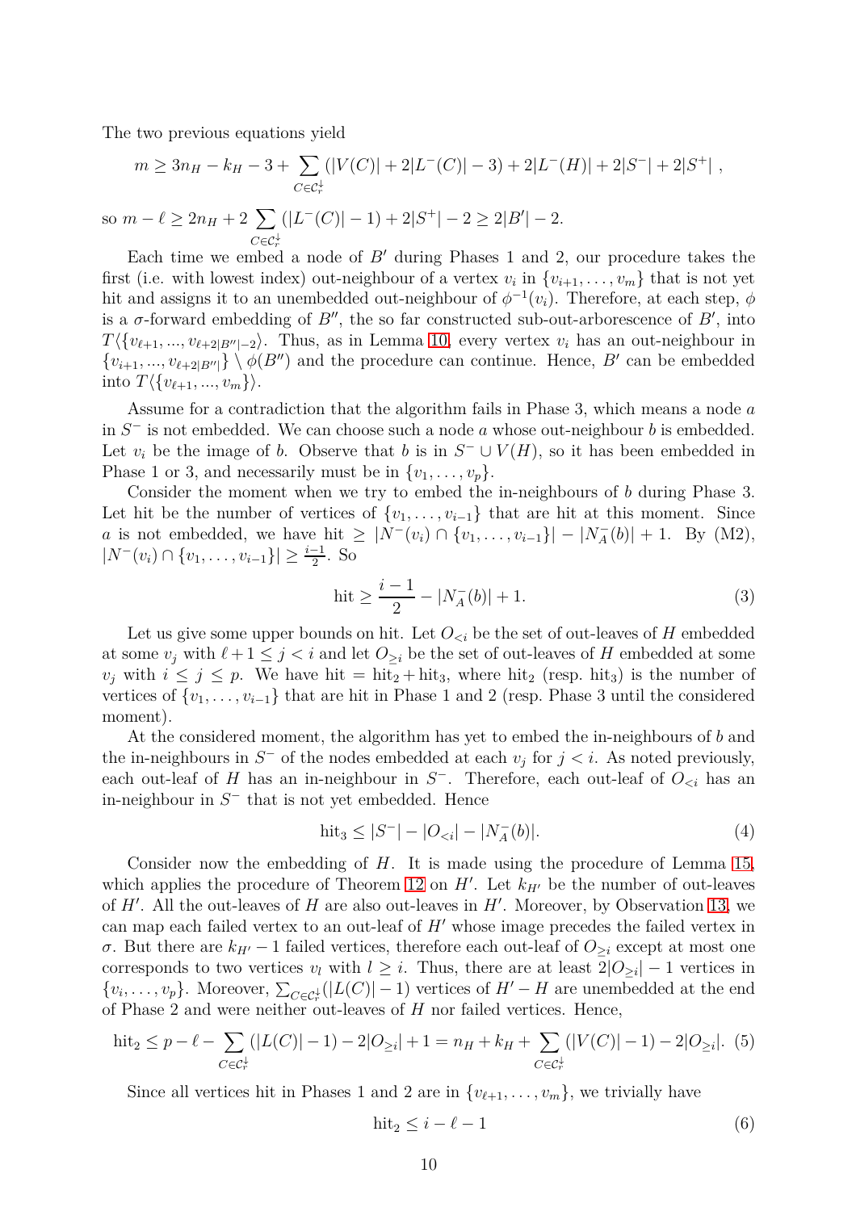The two previous equations yield

$$m \geq 3n_H - k_H - 3 + \sum_{C \in \mathcal{C}_r^{\downarrow}} (|V(C)| + 2|L^-(C)| - 3) + 2|L^-(H)| + 2|S^-| + 2|S^+| \ ,$$

so $m - \ell \geq 2n_H + 2 \sum_{C \in \mathcal{C}_r^{\downarrow}} (|L^-(C)| - 1) + 2|S^+| - 2 \geq 2|B'| - 2.$

Each time we embed a node of $B'$ during Phases 1 and 2, our procedure takes the first (i.e. with lowest index) out-neighbour of a vertex $v_i$ in $\{v_{i+1}, \ldots, v_m\}$ that is not yet hit and assigns it to an unembedded out-neighbour of $\phi^{-1}(v_i)$. Therefore, at each step, $\phi$ is a $\sigma$-forward embedding of $B''$, the so far constructed sub-out-arborescence of $B'$, into $T\langle\{v_{\ell+1}, ..., v_{\ell+2|B''|-2}\rangle$. Thus, as in Lemma 10, every vertex $v_i$ has an out-neighbour in $\{v_{i+1}, ..., v_{\ell+2|B''|}\} \setminus \phi(B'')$ and the procedure can continue. Hence, $B'$ can be embedded into $T\langle\{v_{\ell+1}, ..., v_m\}\rangle$.

Assume for a contradiction that the algorithm fails in Phase 3, which means a node $a$ in $S^-$ is not embedded. We can choose such a node $a$ whose out-neighbour $b$ is embedded. Let $v_i$ be the image of $b$. Observe that $b$ is in $S^- \cup V(H)$, so it has been embedded in Phase 1 or 3, and necessarily must be in $\{v_1, \ldots, v_p\}$.

Consider the moment when we try to embed the in-neighbours of $b$ during Phase 3. Let hit be the number of vertices of $\{v_1, \ldots, v_{i-1}\}$ that are hit at this moment. Since $a$ is not embedded, we have $\text{hit} \geq |N^-(v_i) \cap \{v_1, \ldots, v_{i-1}\}| - |N_A^-(b)| + 1$. By (M2), $|N^-(v_i) \cap \{v_1, \ldots, v_{i-1}\}| \geq \frac{i-1}{2}$. So

$$\text{hit} \geq \frac{i-1}{2} - |N_A^-(b)| + 1. \tag{3}$$

Let us give some upper bounds on hit. Let $O_{<i}$ be the set of out-leaves of $H$ embedded at some $v_j$ with $\ell + 1 \leq j < i$ and let $O_{\geq i}$ be the set of out-leaves of $H$ embedded at some $v_j$ with $i \leq j \leq p$. We have $\text{hit} = \text{hit}_2 + \text{hit}_3$, where $\text{hit}_2$ (resp. $\text{hit}_3$) is the number of vertices of $\{v_1, \ldots, v_{i-1}\}$ that are hit in Phase 1 and 2 (resp. Phase 3 until the considered moment).

At the considered moment, the algorithm has yet to embed the in-neighbours of $b$ and the in-neighbours in $S^-$ of the nodes embedded at each $v_j$ for $j < i$. As noted previously, each out-leaf of $H$ has an in-neighbour in $S^-$. Therefore, each out-leaf of $O_{<i}$ has an in-neighbour in $S^-$ that is not yet embedded. Hence

$$\text{hit}_3 \leq |S^-| - |O_{<i}| - |N_A^-(b)|. \tag{4}$$

Consider now the embedding of $H$. It is made using the procedure of Lemma 15, which applies the procedure of Theorem 12 on $H'$. Let $k_{H'}$ be the number of out-leaves of $H'$. All the out-leaves of $H$ are also out-leaves in $H'$. Moreover, by Observation 13, we can map each failed vertex to an out-leaf of $H'$ whose image precedes the failed vertex in $\sigma$. But there are $k_{H'} - 1$ failed vertices, therefore each out-leaf of $O_{\geq i}$ except at most one corresponds to two vertices $v_l$ with $l \geq i$. Thus, there are at least $2|O_{\geq i}| - 1$ vertices in $\{v_i, \ldots, v_p\}$. Moreover, $\sum_{C \in \mathcal{C}_r^{\downarrow}} (|L(C)| - 1)$ vertices of $H' - H$ are unembedded at the end of Phase 2 and were neither out-leaves of $H$ nor failed vertices. Hence,

$$\text{hit}_2 \leq p - \ell - \sum_{C \in \mathcal{C}_r^{\downarrow}} (|L(C)| - 1) - 2|O_{\geq i}| + 1 = n_H + k_H + \sum_{C \in \mathcal{C}_r^{\downarrow}} (|V(C)| - 1) - 2|O_{\geq i}|. \tag{5}$$

Since all vertices hit in Phases 1 and 2 are in $\{v_{\ell+1}, \ldots, v_m\}$, we trivially have

$$\text{hit}_2 \leq i - \ell - 1 \tag{6}$$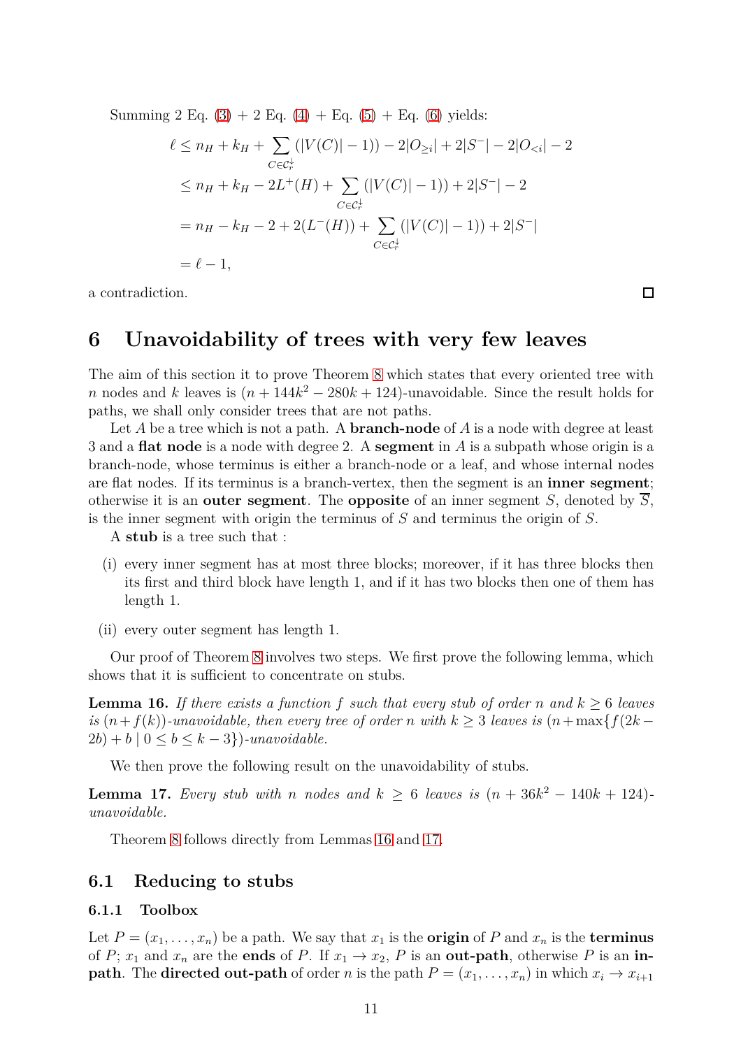Summing 2 Eq. (3) + 2 Eq. (4) + Eq. (5) + Eq. (6) yields:

$$
\begin{aligned}
\ell &\leq n_H + k_H + \sum_{C \in \mathcal{C}_r^{\downarrow}} (|V(C)| - 1)) - 2|O_{\geq i}| + 2|S^-| - 2|O_{<i}| - 2 \\
&\leq n_H + k_H - 2L^+(H) + \sum_{C \in \mathcal{C}_r^{\downarrow}} (|V(C)| - 1)) + 2|S^-| - 2 \\
&= n_H - k_H - 2 + 2(L^-(H)) + \sum_{C \in \mathcal{C}_r^{\downarrow}} (|V(C)| - 1)) + 2|S^-| \\
&= \ell - 1,
\end{aligned}
$$

a contradiction. □

# 6 Unavoidability of trees with very few leaves

The aim of this section it to prove Theorem 8 which states that every oriented tree with $n$ nodes and $k$ leaves is $(n + 144k^2 - 280k + 124)$-unavoidable. Since the result holds for paths, we shall only consider trees that are not paths.

Let $A$ be a tree which is not a path. A **branch-node** of $A$ is a node with degree at least 3 and a **flat node** is a node with degree 2. A **segment** in $A$ is a subpath whose origin is a branch-node, whose terminus is either a branch-node or a leaf, and whose internal nodes are flat nodes. If its terminus is a branch-vertex, then the segment is an **inner segment**; otherwise it is an **outer segment**. The **opposite** of an inner segment $S$, denoted by $\overline{S}$, is the inner segment with origin the terminus of $S$ and terminus the origin of $S$.

A **stub** is a tree such that :

(i) every inner segment has at most three blocks; moreover, if it has three blocks then its first and third block have length 1, and if it has two blocks then one of them has length 1.

(ii) every outer segment has length 1.

Our proof of Theorem 8 involves two steps. We first prove the following lemma, which shows that it is sufficient to concentrate on stubs.

**Lemma 16.** *If there exists a function $f$ such that every stub of order $n$ and $k \geq 6$ leaves is $(n + f(k))$-unavoidable, then every tree of order $n$ with $k \geq 3$ leaves is $(n + \max\{f(2k - 2b) + b \mid 0 \leq b \leq k - 3\})$-unavoidable.*

We then prove the following result on the unavoidability of stubs.

**Lemma 17.** *Every stub with $n$ nodes and $k \geq 6$ leaves is $(n + 36k^2 - 140k + 124)$-unavoidable.*

Theorem 8 follows directly from Lemmas 16 and 17.

## 6.1 Reducing to stubs

### 6.1.1 Toolbox

Let $P = (x_1, \ldots, x_n)$ be a path. We say that $x_1$ is the **origin** of $P$ and $x_n$ is the **terminus** of $P$; $x_1$ and $x_n$ are the **ends** of $P$. If $x_1 \to x_2$, $P$ is an **out-path**, otherwise $P$ is an **in-path**. The **directed out-path** of order $n$ is the path $P = (x_1, \ldots, x_n)$ in which $x_i \to x_{i+1}$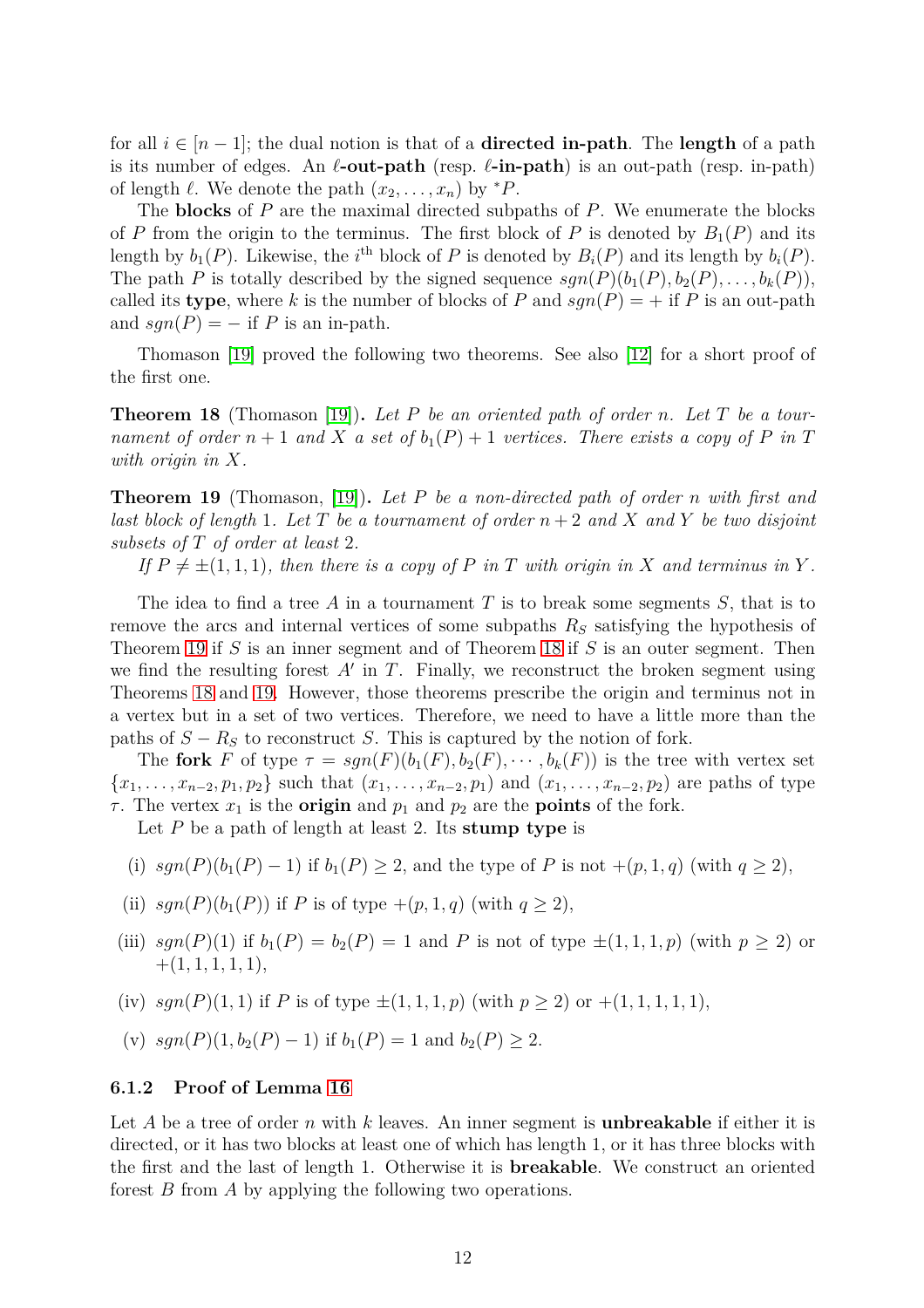for all $i \in [n-1]$; the dual notion is that of a **directed in-path**. The **length** of a path is its number of edges. An **$\ell$-out-path** (resp. **$\ell$-in-path**) is an out-path (resp. in-path) of length $\ell$. We denote the path $(x_2, \ldots, x_n)$ by ${}^*P$.

The **blocks** of $P$ are the maximal directed subpaths of $P$. We enumerate the blocks of $P$ from the origin to the terminus. The first block of $P$ is denoted by $B_1(P)$ and its length by $b_1(P)$. Likewise, the $i^{\text{th}}$ block of $P$ is denoted by $B_i(P)$ and its length by $b_i(P)$. The path $P$ is totally described by the signed sequence $sgn(P)(b_1(P), b_2(P), \ldots, b_k(P))$, called its **type**, where $k$ is the number of blocks of $P$ and $sgn(P) = +$ if $P$ is an out-path and $sgn(P) = -$ if $P$ is an in-path.

Thomason [19] proved the following two theorems. See also [12] for a short proof of the first one.

**Theorem 18** (Thomason [19])**.** *Let $P$ be an oriented path of order $n$. Let $T$ be a tournament of order $n+1$ and $X$ a set of $b_1(P)+1$ vertices. There exists a copy of $P$ in $T$ with origin in $X$.*

**Theorem 19** (Thomason, [19])**.** *Let $P$ be a non-directed path of order $n$ with first and last block of length 1. Let $T$ be a tournament of order $n+2$ and $X$ and $Y$ be two disjoint subsets of $T$ of order at least 2.*

*If $P \neq \pm(1,1,1)$, then there is a copy of $P$ in $T$ with origin in $X$ and terminus in $Y$.*

The idea to find a tree $A$ in a tournament $T$ is to break some segments $S$, that is to remove the arcs and internal vertices of some subpaths $R_S$ satisfying the hypothesis of Theorem 19 if $S$ is an inner segment and of Theorem 18 if $S$ is an outer segment. Then we find the resulting forest $A'$ in $T$. Finally, we reconstruct the broken segment using Theorems 18 and 19. However, those theorems prescribe the origin and terminus not in a vertex but in a set of two vertices. Therefore, we need to have a little more than the paths of $S - R_S$ to reconstruct $S$. This is captured by the notion of fork.

The **fork** $F$ of type $\tau = sgn(F)(b_1(F), b_2(F), \cdots, b_k(F))$ is the tree with vertex set $\{x_1, \ldots, x_{n-2}, p_1, p_2\}$ such that $(x_1, \ldots, x_{n-2}, p_1)$ and $(x_1, \ldots, x_{n-2}, p_2)$ are paths of type $\tau$. The vertex $x_1$ is the **origin** and $p_1$ and $p_2$ are the **points** of the fork.

Let $P$ be a path of length at least 2. Its **stump type** is

- (i) $sgn(P)(b_1(P)-1)$ if $b_1(P) \geq 2$, and the type of $P$ is not $+(p,1,q)$ (with $q \geq 2$),
- (ii) $sgn(P)(b_1(P))$ if $P$ is of type $+(p,1,q)$ (with $q \geq 2$),
- (iii) $sgn(P)(1)$ if $b_1(P) = b_2(P) = 1$ and $P$ is not of type $\pm(1,1,1,p)$ (with $p \geq 2$) or $+(1,1,1,1,1)$,
- (iv) $sgn(P)(1,1)$ if $P$ is of type $\pm(1,1,1,p)$ (with $p \geq 2$) or $+(1,1,1,1,1)$,
- (v) $sgn(P)(1, b_2(P)-1)$ if $b_1(P) = 1$ and $b_2(P) \geq 2$.

### 6.1.2 Proof of Lemma 16

Let $A$ be a tree of order $n$ with $k$ leaves. An inner segment is **unbreakable** if either it is directed, or it has two blocks at least one of which has length 1, or it has three blocks with the first and the last of length 1. Otherwise it is **breakable**. We construct an oriented forest $B$ from $A$ by applying the following two operations.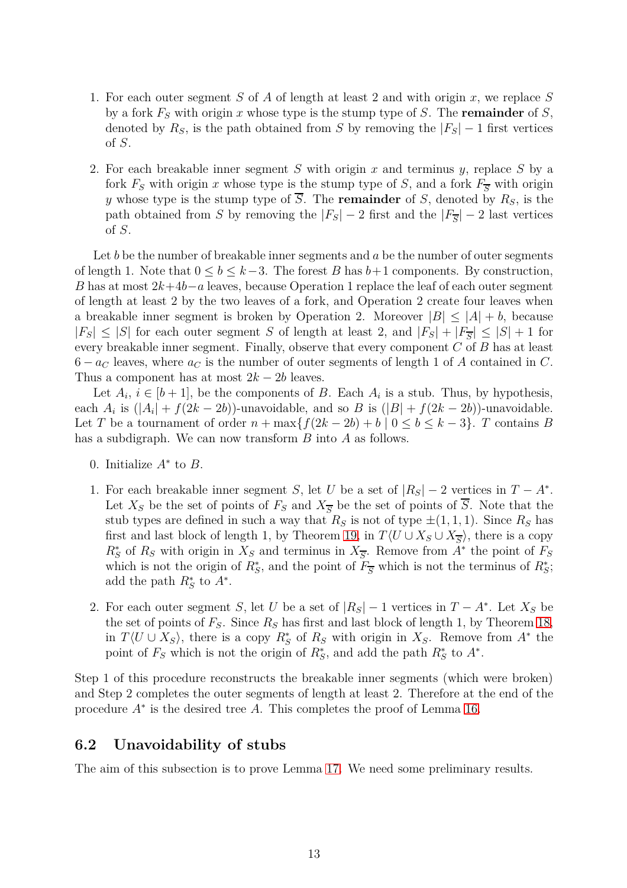1. For each outer segment $S$ of $A$ of length at least 2 and with origin $x$, we replace $S$ by a fork $F_S$ with origin $x$ whose type is the stump type of $S$. The **remainder** of $S$, denoted by $R_S$, is the path obtained from $S$ by removing the $|F_S|-1$ first vertices of $S$.

2. For each breakable inner segment $S$ with origin $x$ and terminus $y$, replace $S$ by a fork $F_S$ with origin $x$ whose type is the stump type of $S$, and a fork $F_{\overline{S}}$ with origin $y$ whose type is the stump type of $\overline{S}$. The **remainder** of $S$, denoted by $R_S$, is the path obtained from $S$ by removing the $|F_S|-2$ first and the $|F_{\overline{S}}|-2$ last vertices of $S$.

Let $b$ be the number of breakable inner segments and $a$ be the number of outer segments of length 1. Note that $0 \leq b \leq k-3$. The forest $B$ has $b+1$ components. By construction, $B$ has at most $2k+4b-a$ leaves, because Operation 1 replace the leaf of each outer segment of length at least 2 by the two leaves of a fork, and Operation 2 create four leaves when a breakable inner segment is broken by Operation 2. Moreover $|B| \leq |A|+b$, because $|F_S| \leq |S|$ for each outer segment $S$ of length at least 2, and $|F_S|+|F_{\overline{S}}| \leq |S|+1$ for every breakable inner segment. Finally, observe that every component $C$ of $B$ has at least $6-a_C$ leaves, where $a_C$ is the number of outer segments of length 1 of $A$ contained in $C$. Thus a component has at most $2k-2b$ leaves.

Let $A_i$, $i \in [b+1]$, be the components of $B$. Each $A_i$ is a stub. Thus, by hypothesis, each $A_i$ is $(|A_i|+f(2k-2b))$-unavoidable, and so $B$ is $(|B|+f(2k-2b))$-unavoidable. Let $T$ be a tournament of order $n+\max\{f(2k-2b)+b \mid 0 \leq b \leq k-3\}$. $T$ contains $B$ has a subdigraph. We can now transform $B$ into $A$ as follows.

0. Initialize $A^*$ to $B$.

1. For each breakable inner segment $S$, let $U$ be a set of $|R_S|-2$ vertices in $T-A^*$. Let $X_S$ be the set of points of $F_S$ and $X_{\overline{S}}$ be the set of points of $\overline{S}$. Note that the stub types are defined in such a way that $R_S$ is not of type $\pm(1,1,1)$. Since $R_S$ has first and last block of length 1, by Theorem 19, in $T\langle U \cup X_S \cup X_{\overline{S}}\rangle$, there is a copy $R_S^*$ of $R_S$ with origin in $X_S$ and terminus in $X_{\overline{S}}$. Remove from $A^*$ the point of $F_S$ which is not the origin of $R_S^*$, and the point of $F_{\overline{S}}$ which is not the terminus of $R_S^*$; add the path $R_S^*$ to $A^*$.

2. For each outer segment $S$, let $U$ be a set of $|R_S|-1$ vertices in $T-A^*$. Let $X_S$ be the set of points of $F_S$. Since $R_S$ has first and last block of length 1, by Theorem 18, in $T\langle U \cup X_S\rangle$, there is a copy $R_S^*$ of $R_S$ with origin in $X_S$. Remove from $A^*$ the point of $F_S$ which is not the origin of $R_S^*$, and add the path $R_S^*$ to $A^*$.

Step 1 of this procedure reconstructs the breakable inner segments (which were broken) and Step 2 completes the outer segments of length at least 2. Therefore at the end of the procedure $A^*$ is the desired tree $A$. This completes the proof of Lemma 16.

## 6.2 Unavoidability of stubs

The aim of this subsection is to prove Lemma 17. We need some preliminary results.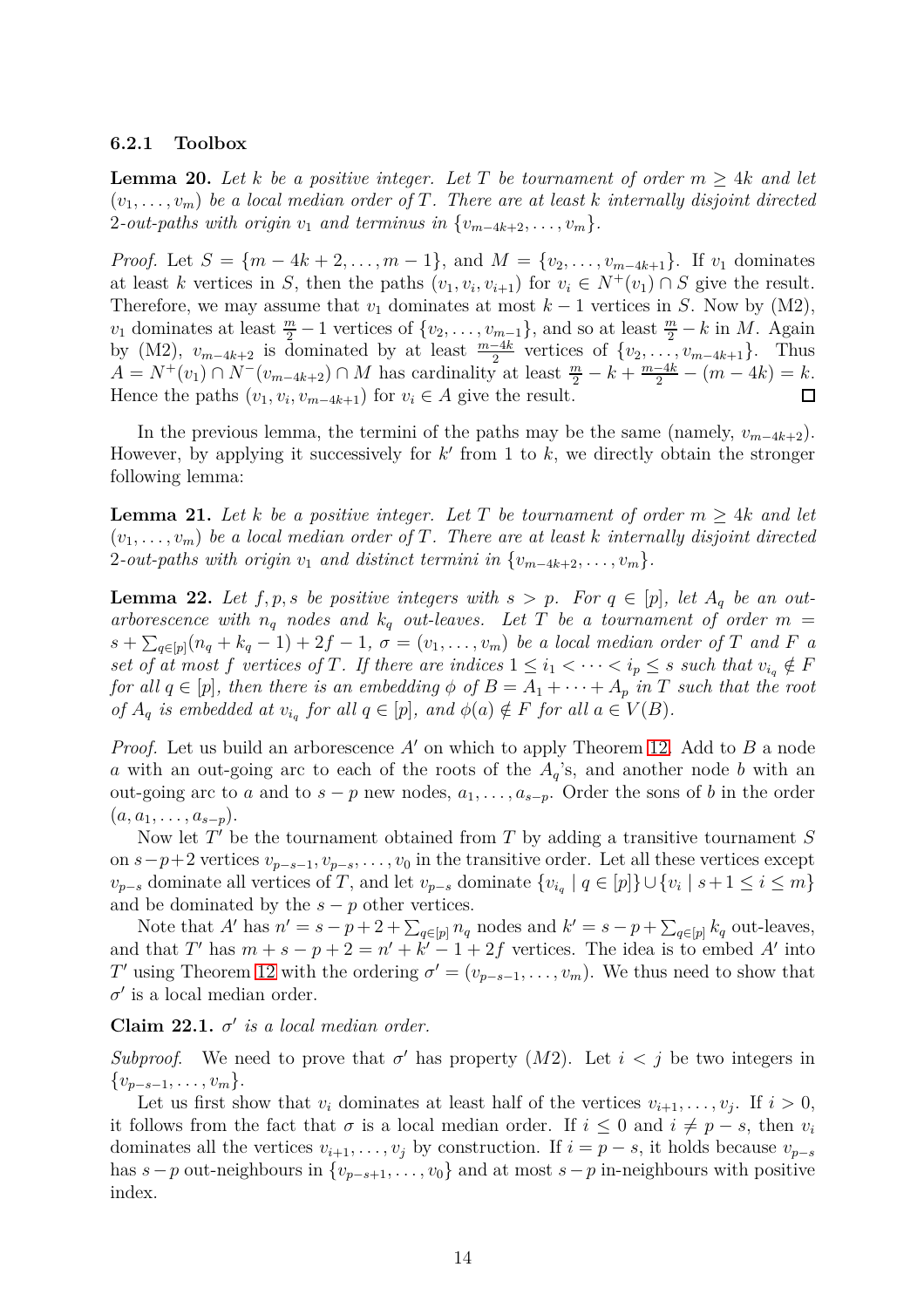#### 6.2.1 Toolbox

**Lemma 20.** *Let $k$ be a positive integer. Let $T$ be tournament of order $m \geq 4k$ and let $(v_1, \dots, v_m)$ be a local median order of $T$. There are at least $k$ internally disjoint directed 2-out-paths with origin $v_1$ and terminus in $\{v_{m-4k+2}, \dots, v_m\}$.*

*Proof.* Let $S = \{m - 4k + 2, \dots, m - 1\}$, and $M = \{v_2, \dots, v_{m-4k+1}\}$. If $v_1$ dominates at least $k$ vertices in $S$, then the paths $(v_1, v_i, v_{i+1})$ for $v_i \in N^+(v_1) \cap S$ give the result. Therefore, we may assume that $v_1$ dominates at most $k - 1$ vertices in $S$. Now by (M2), $v_1$ dominates at least $\frac{m}{2} - 1$ vertices of $\{v_2, \dots, v_{m-1}\}$, and so at least $\frac{m}{2} - k$ in $M$. Again by (M2), $v_{m-4k+2}$ is dominated by at least $\frac{m-4k}{2}$ vertices of $\{v_2, \dots, v_{m-4k+1}\}$. Thus $A = N^+(v_1) \cap N^-(v_{m-4k+2}) \cap M$ has cardinality at least $\frac{m}{2} - k + \frac{m-4k}{2} - (m - 4k) = k$. Hence the paths $(v_1, v_i, v_{m-4k+1})$ for $v_i \in A$ give the result. $\square$

In the previous lemma, the termini of the paths may be the same (namely, $v_{m-4k+2}$). However, by applying it successively for $k'$ from 1 to $k$, we directly obtain the stronger following lemma:

**Lemma 21.** *Let $k$ be a positive integer. Let $T$ be tournament of order $m \geq 4k$ and let $(v_1, \dots, v_m)$ be a local median order of $T$. There are at least $k$ internally disjoint directed 2-out-paths with origin $v_1$ and distinct termini in $\{v_{m-4k+2}, \dots, v_m\}$.*

**Lemma 22.** *Let $f, p, s$ be positive integers with $s > p$. For $q \in [p]$, let $A_q$ be an out-arborescence with $n_q$ nodes and $k_q$ out-leaves. Let $T$ be a tournament of order $m = s + \sum_{q \in [p]}(n_q + k_q - 1) + 2f - 1$, $\sigma = (v_1, \dots, v_m)$ be a local median order of $T$ and $F$ a set of at most $f$ vertices of $T$. If there are indices $1 \leq i_1 < \dots < i_p \leq s$ such that $v_{i_q} \notin F$ for all $q \in [p]$, then there is an embedding $\phi$ of $B = A_1 + \dots + A_p$ in $T$ such that the root of $A_q$ is embedded at $v_{i_q}$ for all $q \in [p]$, and $\phi(a) \notin F$ for all $a \in V(B)$.*

*Proof.* Let us build an arborescence $A'$ on which to apply Theorem 12. Add to $B$ a node $a$ with an out-going arc to each of the roots of the $A_q$'s, and another node $b$ with an out-going arc to $a$ and to $s - p$ new nodes, $a_1, \dots, a_{s-p}$. Order the sons of $b$ in the order $(a, a_1, \dots, a_{s-p})$.

Now let $T'$ be the tournament obtained from $T$ by adding a transitive tournament $S$ on $s-p+2$ vertices $v_{p-s-1}, v_{p-s}, \dots, v_0$ in the transitive order. Let all these vertices except $v_{p-s}$ dominate all vertices of $T$, and let $v_{p-s}$ dominate $\{v_{i_q} \mid q \in [p]\} \cup \{v_i \mid s+1 \leq i \leq m\}$ and be dominated by the $s - p$ other vertices.

Note that $A'$ has $n' = s - p + 2 + \sum_{q \in [p]} n_q$ nodes and $k' = s - p + \sum_{q \in [p]} k_q$ out-leaves, and that $T'$ has $m + s - p + 2 = n' + k' - 1 + 2f$ vertices. The idea is to embed $A'$ into $T'$ using Theorem 12 with the ordering $\sigma' = (v_{p-s-1}, \dots, v_m)$. We thus need to show that $\sigma'$ is a local median order.

**Claim 22.1.** *$\sigma'$ is a local median order.*

*Subproof.* We need to prove that $\sigma'$ has property $(M2)$. Let $i < j$ be two integers in $\{v_{p-s-1}, \dots, v_m\}$.

Let us first show that $v_i$ dominates at least half of the vertices $v_{i+1}, \dots, v_j$. If $i > 0$, it follows from the fact that $\sigma$ is a local median order. If $i \leq 0$ and $i \neq p - s$, then $v_i$ dominates all the vertices $v_{i+1}, \dots, v_j$ by construction. If $i = p - s$, it holds because $v_{p-s}$ has $s - p$ out-neighbours in $\{v_{p-s+1}, \dots, v_0\}$ and at most $s - p$ in-neighbours with positive index.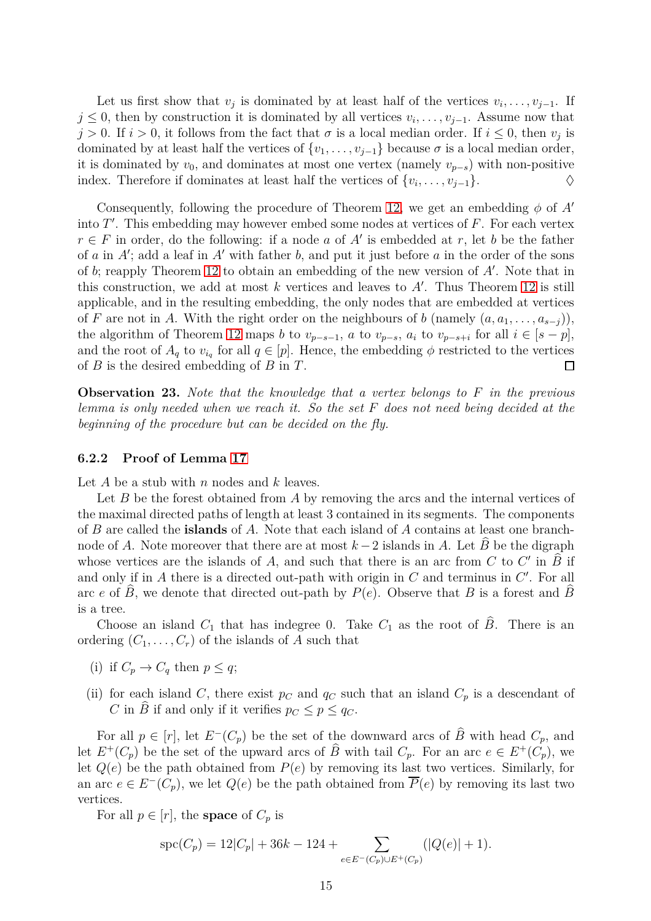Let us first show that $v_j$ is dominated by at least half of the vertices $v_i, \ldots, v_{j-1}$. If $j \leq 0$, then by construction it is dominated by all vertices $v_i, \ldots, v_{j-1}$. Assume now that $j > 0$. If $i > 0$, it follows from the fact that $\sigma$ is a local median order. If $i \leq 0$, then $v_j$ is dominated by at least half the vertices of $\{v_1, \ldots, v_{j-1}\}$ because $\sigma$ is a local median order, it is dominated by $v_0$, and dominates at most one vertex (namely $v_{p-s}$) with non-positive index. Therefore if dominates at least half the vertices of $\{v_i, \ldots, v_{j-1}\}$. ♢

Consequently, following the procedure of Theorem 12, we get an embedding $\phi$ of $A'$ into $T'$. This embedding may however embed some nodes at vertices of $F$. For each vertex $r \in F$ in order, do the following: if a node $a$ of $A'$ is embedded at $r$, let $b$ be the father of $a$ in $A'$; add a leaf in $A'$ with father $b$, and put it just before $a$ in the order of the sons of $b$; reapply Theorem 12 to obtain an embedding of the new version of $A'$. Note that in this construction, we add at most $k$ vertices and leaves to $A'$. Thus Theorem 12 is still applicable, and in the resulting embedding, the only nodes that are embedded at vertices of $F$ are not in $A$. With the right order on the neighbours of $b$ (namely $(a, a_1, \ldots, a_{s-j})$), the algorithm of Theorem 12 maps $b$ to $v_{p-s-1}$, $a$ to $v_{p-s}$, $a_i$ to $v_{p-s+i}$ for all $i \in [s-p]$, and the root of $A_q$ to $v_{i_q}$ for all $q \in [p]$. Hence, the embedding $\phi$ restricted to the vertices of $B$ is the desired embedding of $B$ in $T$. □

**Observation 23.** *Note that the knowledge that a vertex belongs to $F$ in the previous lemma is only needed when we reach it. So the set $F$ does not need being decided at the beginning of the procedure but can be decided on the fly.*

### 6.2.2 Proof of Lemma 17

Let $A$ be a stub with $n$ nodes and $k$ leaves.

Let $B$ be the forest obtained from $A$ by removing the arcs and the internal vertices of the maximal directed paths of length at least 3 contained in its segments. The components of $B$ are called the **islands** of $A$. Note that each island of $A$ contains at least one branch-node of $A$. Note moreover that there are at most $k-2$ islands in $A$. Let $\widehat{B}$ be the digraph whose vertices are the islands of $A$, and such that there is an arc from $C$ to $C'$ in $\widehat{B}$ if and only if in $A$ there is a directed out-path with origin in $C$ and terminus in $C'$. For all arc $e$ of $\widehat{B}$, we denote that directed out-path by $P(e)$. Observe that $B$ is a forest and $\widehat{B}$ is a tree.

Choose an island $C_1$ that has indegree 0. Take $C_1$ as the root of $\widehat{B}$. There is an ordering $(C_1, \ldots, C_r)$ of the islands of $A$ such that

(i) if $C_p \to C_q$ then $p \leq q$;

(ii) for each island $C$, there exist $p_C$ and $q_C$ such that an island $C_p$ is a descendant of $C$ in $\widehat{B}$ if and only if it verifies $p_C \leq p \leq q_C$.

For all $p \in [r]$, let $E^-(C_p)$ be the set of the downward arcs of $\widehat{B}$ with head $C_p$, and let $E^+(C_p)$ be the set of the upward arcs of $\widehat{B}$ with tail $C_p$. For an arc $e \in E^+(C_p)$, we let $Q(e)$ be the path obtained from $P(e)$ by removing its last two vertices. Similarly, for an arc $e \in E^-(C_p)$, we let $Q(e)$ be the path obtained from $\overline{P}(e)$ by removing its last two vertices.

For all $p \in [r]$, the **space** of $C_p$ is

$$\mathrm{spc}(C_p) = 12|C_p| + 36k - 124 + \sum_{e \in E^-(C_p) \cup E^+(C_p)} (|Q(e)| + 1).$$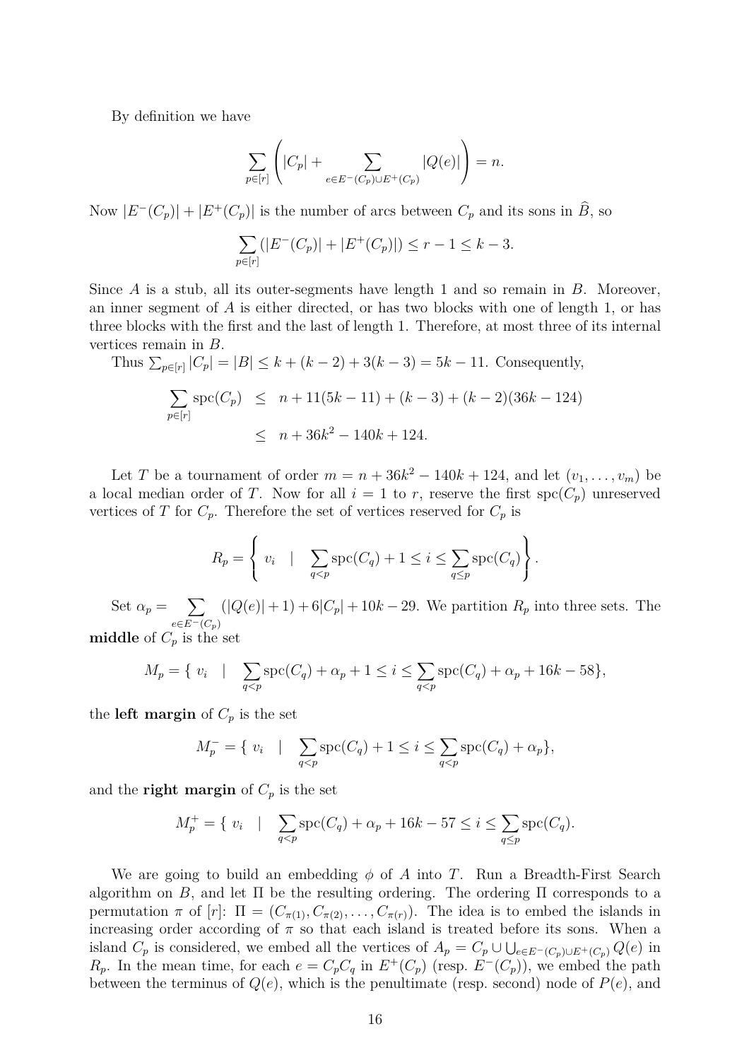By definition we have

$$\sum_{p\in[r]} \left( |C_p| + \sum_{e\in E^-(C_p)\cup E^+(C_p)} |Q(e)| \right) = n.$$

Now $|E^-(C_p)| + |E^+(C_p)|$ is the number of arcs between $C_p$ and its sons in $\widehat{B}$, so

$$\sum_{p\in[r]} (|E^-(C_p)| + |E^+(C_p)|) \leq r - 1 \leq k - 3.$$

Since $A$ is a stub, all its outer-segments have length 1 and so remain in $B$. Moreover, an inner segment of $A$ is either directed, or has two blocks with one of length 1, or has three blocks with the first and the last of length 1. Therefore, at most three of its internal vertices remain in $B$.

Thus $\sum_{p\in[r]} |C_p| = |B| \leq k + (k-2) + 3(k-3) = 5k - 11$. Consequently,

$$\begin{aligned}
\sum_{p\in[r]} \mathrm{spc}(C_p) &\leq n + 11(5k-11) + (k-3) + (k-2)(36k-124) \\
&\leq n + 36k^2 - 140k + 124.
\end{aligned}$$

Let $T$ be a tournament of order $m = n + 36k^2 - 140k + 124$, and let $(v_1, \dots, v_m)$ be a local median order of $T$. Now for all $i = 1$ to $r$, reserve the first $\mathrm{spc}(C_p)$ unreserved vertices of $T$ for $C_p$. Therefore the set of vertices reserved for $C_p$ is

$$R_p = \left\{ v_i \quad | \quad \sum_{q<p} \mathrm{spc}(C_q) + 1 \leq i \leq \sum_{q\leq p} \mathrm{spc}(C_q) \right\}.$$

Set $\alpha_p = \sum_{e\in E^-(C_p)} (|Q(e)|+1) + 6|C_p| + 10k - 29$. We partition $R_p$ into three sets. The **middle** of $C_p$ is the set

$$M_p = \{ \ v_i \quad | \quad \sum_{q<p} \mathrm{spc}(C_q) + \alpha_p + 1 \leq i \leq \sum_{q<p} \mathrm{spc}(C_q) + \alpha_p + 16k - 58\},$$

the **left margin** of $C_p$ is the set

$$M_p^- = \{ \ v_i \quad | \quad \sum_{q<p} \mathrm{spc}(C_q) + 1 \leq i \leq \sum_{q<p} \mathrm{spc}(C_q) + \alpha_p\},$$

and the **right margin** of $C_p$ is the set

$$M_p^+ = \{ \ v_i \quad | \quad \sum_{q<p} \mathrm{spc}(C_q) + \alpha_p + 16k - 57 \leq i \leq \sum_{q\leq p} \mathrm{spc}(C_q).$$

We are going to build an embedding $\phi$ of $A$ into $T$. Run a Breadth-First Search algorithm on $B$, and let $\Pi$ be the resulting ordering. The ordering $\Pi$ corresponds to a permutation $\pi$ of $[r]$: $\Pi = (C_{\pi(1)}, C_{\pi(2)}, \dots, C_{\pi(r)})$. The idea is to embed the islands in increasing order according of $\pi$ so that each island is treated before its sons. When a island $C_p$ is considered, we embed all the vertices of $A_p = C_p \cup \bigcup_{e\in E^-(C_p)\cup E^+(C_p)} Q(e)$ in $R_p$. In the mean time, for each $e = C_pC_q$ in $E^+(C_p)$ (resp. $E^-(C_p)$), we embed the path between the terminus of $Q(e)$, which is the penultimate (resp. second) node of $P(e)$, and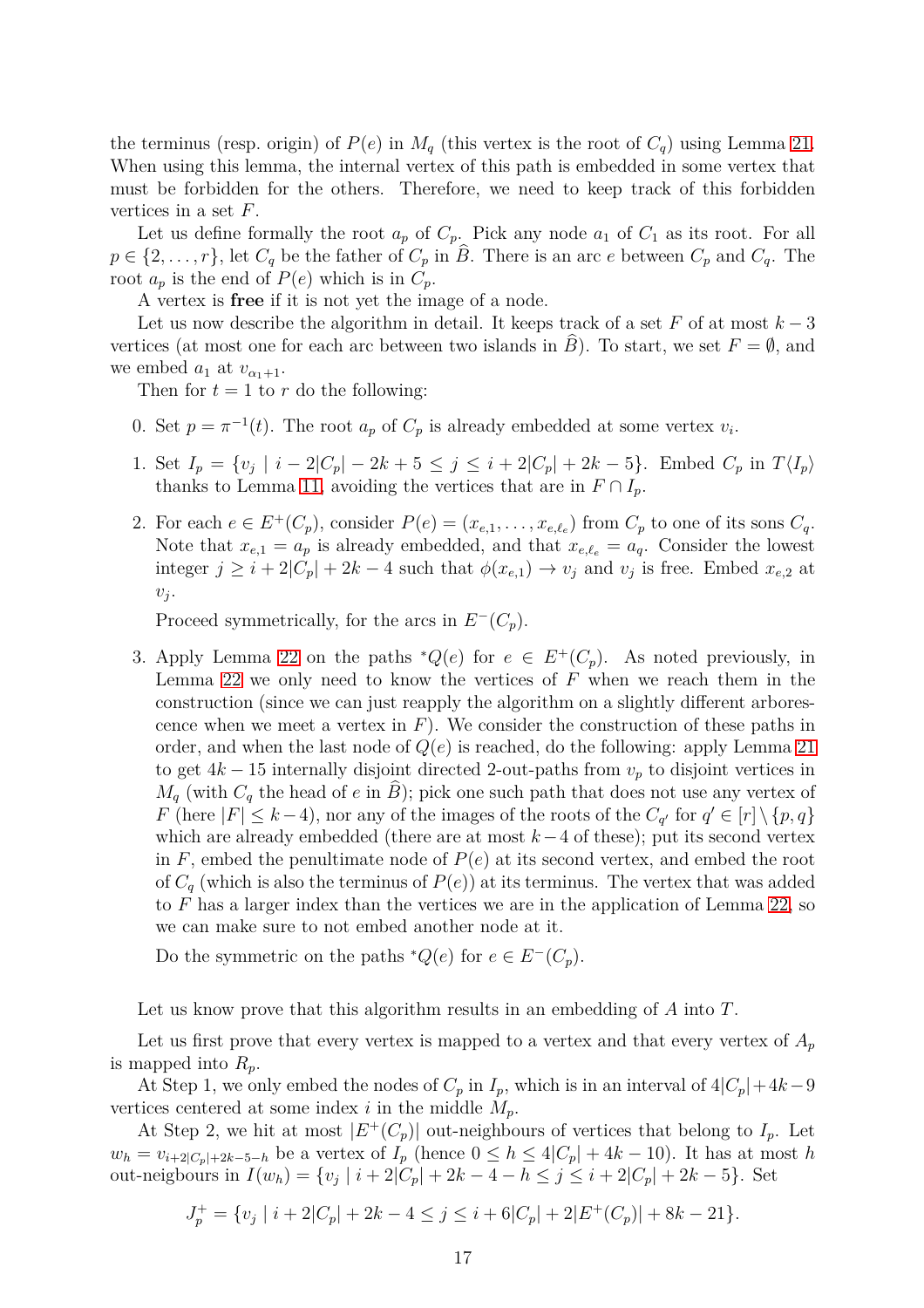the terminus (resp. origin) of $P(e)$ in $M_q$ (this vertex is the root of $C_q$) using Lemma 21. When using this lemma, the internal vertex of this path is embedded in some vertex that must be forbidden for the others. Therefore, we need to keep track of this forbidden vertices in a set $F$.

Let us define formally the root $a_p$ of $C_p$. Pick any node $a_1$ of $C_1$ as its root. For all $p \in \{2, \dots, r\}$, let $C_q$ be the father of $C_p$ in $\widehat{B}$. There is an arc $e$ between $C_p$ and $C_q$. The root $a_p$ is the end of $P(e)$ which is in $C_p$.

A vertex is **free** if it is not yet the image of a node.

Let us now describe the algorithm in detail. It keeps track of a set $F$ of at most $k-3$ vertices (at most one for each arc between two islands in $\widehat{B}$). To start, we set $F = \emptyset$, and we embed $a_1$ at $v_{\alpha_1+1}$.

Then for $t = 1$ to $r$ do the following:

0. Set $p = \pi^{-1}(t)$. The root $a_p$ of $C_p$ is already embedded at some vertex $v_i$.

1. Set $I_p = \{v_j \mid i - 2|C_p| - 2k + 5 \leq j \leq i + 2|C_p| + 2k - 5\}$. Embed $C_p$ in $T\langle I_p\rangle$ thanks to Lemma 11, avoiding the vertices that are in $F \cap I_p$.

2. For each $e \in E^+(C_p)$, consider $P(e) = (x_{e,1}, \dots, x_{e,\ell_e})$ from $C_p$ to one of its sons $C_q$. Note that $x_{e,1} = a_p$ is already embedded, and that $x_{e,\ell_e} = a_q$. Consider the lowest integer $j \geq i + 2|C_p| + 2k - 4$ such that $\phi(x_{e,1}) \to v_j$ and $v_j$ is free. Embed $x_{e,2}$ at $v_j$.

   Proceed symmetrically, for the arcs in $E^-(C_p)$.

3. Apply Lemma 22 on the paths ${}^*Q(e)$ for $e \in E^+(C_p)$. As noted previously, in Lemma 22 we only need to know the vertices of $F$ when we reach them in the construction (since we can just reapply the algorithm on a slightly different arborescence when we meet a vertex in $F$). We consider the construction of these paths in order, and when the last node of $Q(e)$ is reached, do the following: apply Lemma 21 to get $4k-15$ internally disjoint directed 2-out-paths from $v_p$ to disjoint vertices in $M_q$ (with $C_q$ the head of $e$ in $\widehat{B}$); pick one such path that does not use any vertex of $F$ (here $|F| \leq k-4$), nor any of the images of the roots of the $C_{q'}$ for $q' \in [r] \setminus \{p, q\}$ which are already embedded (there are at most $k-4$ of these); put its second vertex in $F$, embed the penultimate node of $P(e)$ at its second vertex, and embed the root of $C_q$ (which is also the terminus of $P(e)$) at its terminus. The vertex that was added to $F$ has a larger index than the vertices we are in the application of Lemma 22, so we can make sure to not embed another node at it.

   Do the symmetric on the paths ${}^*Q(e)$ for $e \in E^-(C_p)$.

Let us know prove that this algorithm results in an embedding of $A$ into $T$.

Let us first prove that every vertex is mapped to a vertex and that every vertex of $A_p$ is mapped into $R_p$.

At Step 1, we only embed the nodes of $C_p$ in $I_p$, which is in an interval of $4|C_p| + 4k - 9$ vertices centered at some index $i$ in the middle $M_p$.

At Step 2, we hit at most $|E^+(C_p)|$ out-neighbours of vertices that belong to $I_p$. Let $w_h = v_{i+2|C_p|+2k-5-h}$ be a vertex of $I_p$ (hence $0 \leq h \leq 4|C_p| + 4k - 10$). It has at most $h$ out-neigbours in $I(w_h) = \{v_j \mid i + 2|C_p| + 2k - 4 - h \leq j \leq i + 2|C_p| + 2k - 5\}$. Set

$$J_p^+ = \{v_j \mid i + 2|C_p| + 2k - 4 \leq j \leq i + 6|C_p| + 2|E^+(C_p)| + 8k - 21\}.$$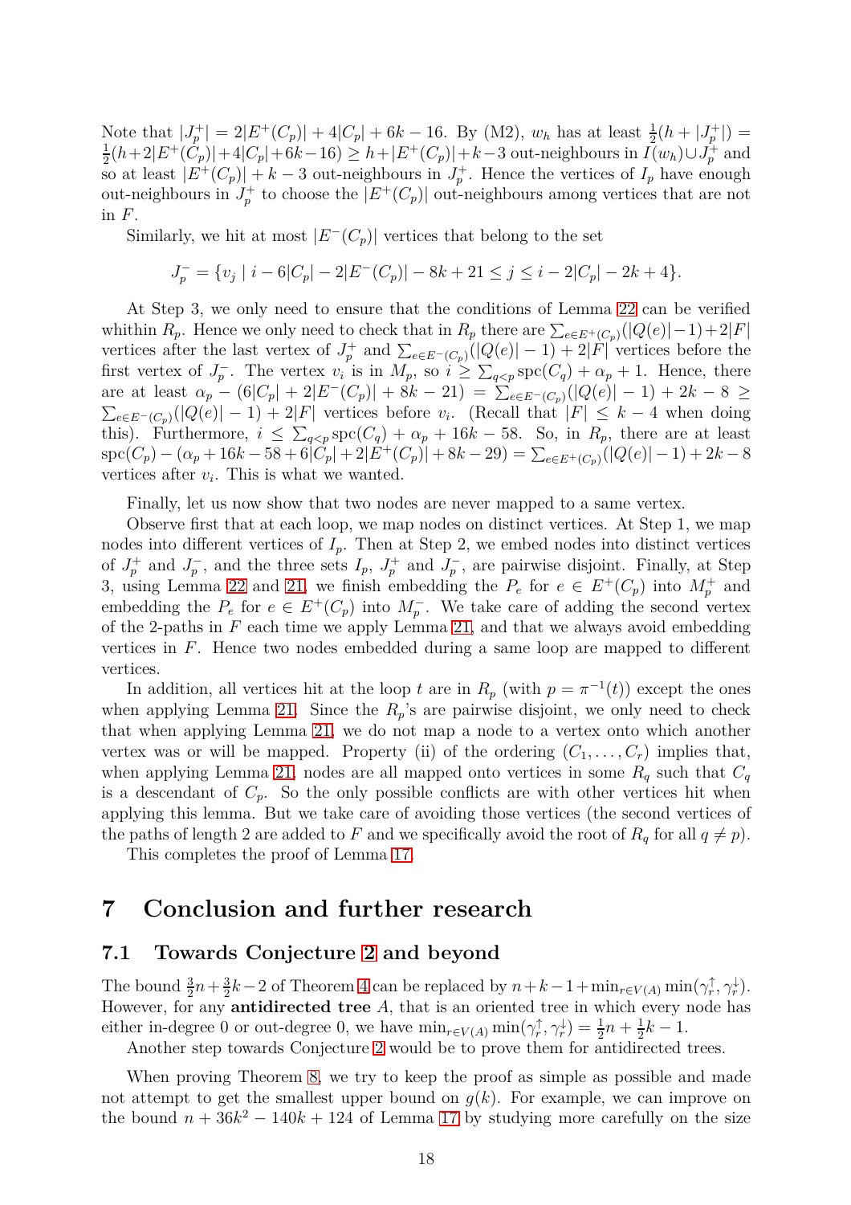Note that $|J_p^+| = 2|E^+(C_p)| + 4|C_p| + 6k - 16$. By (M2), $w_h$ has at least $\frac{1}{2}(h + |J_p^+|) = \frac{1}{2}(h+2|E^+(C_p)|+4|C_p|+6k-16) \geq h+|E^+(C_p)|+k-3$ out-neighbours in $I(w_h) \cup J_p^+$ and so at least $|E^+(C_p)| + k - 3$ out-neighbours in $J_p^+$. Hence the vertices of $I_p$ have enough out-neighbours in $J_p^+$ to choose the $|E^+(C_p)|$ out-neighbours among vertices that are not in $F$.

Similarly, we hit at most $|E^-(C_p)|$ vertices that belong to the set

$$J_p^- = \{v_j \mid i - 6|C_p| - 2|E^-(C_p)| - 8k + 21 \leq j \leq i - 2|C_p| - 2k + 4\}.$$

At Step 3, we only need to ensure that the conditions of Lemma 22 can be verified whithin $R_p$. Hence we only need to check that in $R_p$ there are $\sum_{e \in E^+(C_p)}(|Q(e)|-1)+2|F|$ vertices after the last vertex of $J_p^+$ and $\sum_{e \in E^-(C_p)}(|Q(e)| - 1) + 2|F|$ vertices before the first vertex of $J_p^-$. The vertex $v_i$ is in $M_p$, so $i \geq \sum_{q<p} \text{spc}(C_q) + \alpha_p + 1$. Hence, there are at least $\alpha_p - (6|C_p| + 2|E^-(C_p)| + 8k - 21) = \sum_{e \in E^-(C_p)}(|Q(e)| - 1) + 2k - 8 \geq \sum_{e \in E^-(C_p)}(|Q(e)| - 1) + 2|F|$ vertices before $v_i$. (Recall that $|F| \leq k - 4$ when doing this). Furthermore, $i \leq \sum_{q<p} \text{spc}(C_q) + \alpha_p + 16k - 58$. So, in $R_p$, there are at least $\text{spc}(C_p) - (\alpha_p + 16k - 58 + 6|C_p| + 2|E^+(C_p)| + 8k - 29) = \sum_{e \in E^+(C_p)}(|Q(e)| - 1) + 2k - 8$ vertices after $v_i$. This is what we wanted.

Finally, let us now show that two nodes are never mapped to a same vertex.

Observe first that at each loop, we map nodes on distinct vertices. At Step 1, we map nodes into different vertices of $I_p$. Then at Step 2, we embed nodes into distinct vertices of $J_p^+$ and $J_p^-$, and the three sets $I_p$, $J_p^+$ and $J_p^-$, are pairwise disjoint. Finally, at Step 3, using Lemma 22 and 21, we finish embedding the $P_e$ for $e \in E^+(C_p)$ into $M_p^+$ and embedding the $P_e$ for $e \in E^+(C_p)$ into $M_p^-$. We take care of adding the second vertex of the 2-paths in $F$ each time we apply Lemma 21, and that we always avoid embedding vertices in $F$. Hence two nodes embedded during a same loop are mapped to different vertices.

In addition, all vertices hit at the loop $t$ are in $R_p$ (with $p = \pi^{-1}(t)$) except the ones when applying Lemma 21. Since the $R_p$'s are pairwise disjoint, we only need to check that when applying Lemma 21, we do not map a node to a vertex onto which another vertex was or will be mapped. Property (ii) of the ordering $(C_1, \ldots, C_r)$ implies that, when applying Lemma 21, nodes are all mapped onto vertices in some $R_q$ such that $C_q$ is a descendant of $C_p$. So the only possible conflicts are with other vertices hit when applying this lemma. But we take care of avoiding those vertices (the second vertices of the paths of length 2 are added to $F$ and we specifically avoid the root of $R_q$ for all $q \neq p$).

This completes the proof of Lemma 17.

# 7 Conclusion and further research

## 7.1 Towards Conjecture 2 and beyond

The bound $\frac{3}{2}n + \frac{3}{2}k - 2$ of Theorem 4 can be replaced by $n + k - 1 + \min_{r \in V(A)} \min(\gamma_r^\uparrow, \gamma_r^\downarrow)$. However, for any **antidirected tree** $A$, that is an oriented tree in which every node has either in-degree 0 or out-degree 0, we have $\min_{r \in V(A)} \min(\gamma_r^\uparrow, \gamma_r^\downarrow) = \frac{1}{2}n + \frac{1}{2}k - 1$.

Another step towards Conjecture 2 would be to prove them for antidirected trees.

When proving Theorem 8, we try to keep the proof as simple as possible and made not attempt to get the smallest upper bound on $g(k)$. For example, we can improve on the bound $n + 36k^2 - 140k + 124$ of Lemma 17 by studying more carefully on the size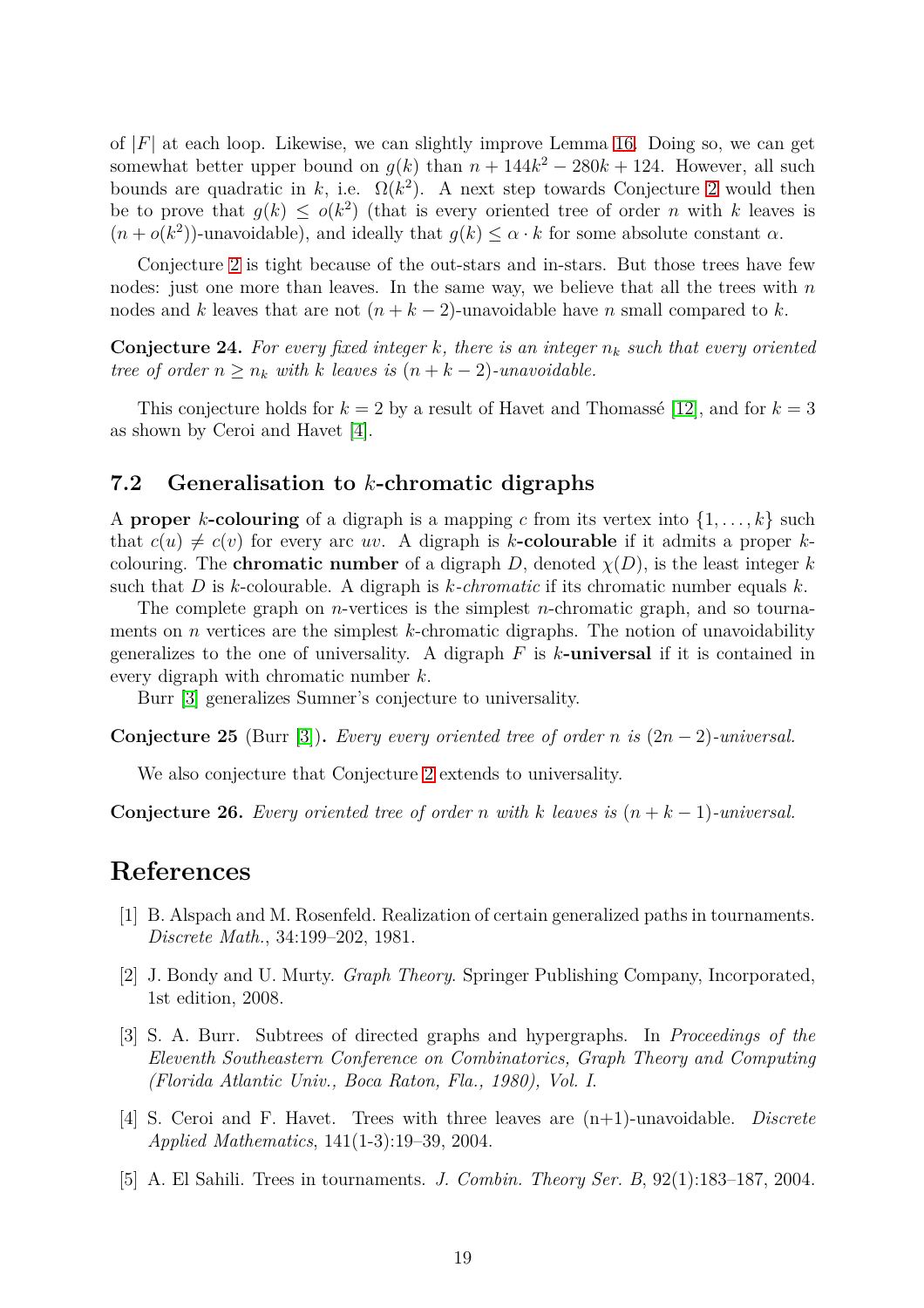of $|F|$ at each loop. Likewise, we can slightly improve Lemma 16. Doing so, we can get somewhat better upper bound on $g(k)$ than $n + 144k^2 - 280k + 124$. However, all such bounds are quadratic in $k$, i.e. $\Omega(k^2)$. A next step towards Conjecture 2 would then be to prove that $g(k) \leq o(k^2)$ (that is every oriented tree of order $n$ with $k$ leaves is $(n + o(k^2))$-unavoidable), and ideally that $g(k) \leq \alpha \cdot k$ for some absolute constant $\alpha$.

Conjecture 2 is tight because of the out-stars and in-stars. But those trees have few nodes: just one more than leaves. In the same way, we believe that all the trees with $n$ nodes and $k$ leaves that are not $(n + k - 2)$-unavoidable have $n$ small compared to $k$.

**Conjecture 24.** *For every fixed integer $k$, there is an integer $n_k$ such that every oriented tree of order $n \geq n_k$ with $k$ leaves is $(n + k - 2)$-unavoidable.*

This conjecture holds for $k = 2$ by a result of Havet and Thomassé [12], and for $k = 3$ as shown by Ceroi and Havet [4].

## 7.2 Generalisation to $k$-chromatic digraphs

A **proper $k$-colouring** of a digraph is a mapping $c$ from its vertex into $\{1, \ldots, k\}$ such that $c(u) \neq c(v)$ for every arc $uv$. A digraph is **$k$-colourable** if it admits a proper $k$-colouring. The **chromatic number** of a digraph $D$, denoted $\chi(D)$, is the least integer $k$ such that $D$ is $k$-colourable. A digraph is *$k$-chromatic* if its chromatic number equals $k$.

The complete graph on $n$-vertices is the simplest $n$-chromatic graph, and so tournaments on $n$ vertices are the simplest $k$-chromatic digraphs. The notion of unavoidability generalizes to the one of universality. A digraph $F$ is **$k$-universal** if it is contained in every digraph with chromatic number $k$.

Burr [3] generalizes Sumner's conjecture to universality.

**Conjecture 25** (Burr [3])**.** *Every every oriented tree of order $n$ is $(2n - 2)$-universal.*

We also conjecture that Conjecture 2 extends to universality.

**Conjecture 26.** *Every oriented tree of order $n$ with $k$ leaves is $(n + k - 1)$-universal.*

# References

[1] B. Alspach and M. Rosenfeld. Realization of certain generalized paths in tournaments. *Discrete Math.*, 34:199–202, 1981.

[2] J. Bondy and U. Murty. *Graph Theory*. Springer Publishing Company, Incorporated, 1st edition, 2008.

[3] S. A. Burr. Subtrees of directed graphs and hypergraphs. In *Proceedings of the Eleventh Southeastern Conference on Combinatorics, Graph Theory and Computing (Florida Atlantic Univ., Boca Raton, Fla., 1980), Vol. I.*

[4] S. Ceroi and F. Havet. Trees with three leaves are (n+1)-unavoidable. *Discrete Applied Mathematics*, 141(1-3):19–39, 2004.

[5] A. El Sahili. Trees in tournaments. *J. Combin. Theory Ser. B*, 92(1):183–187, 2004.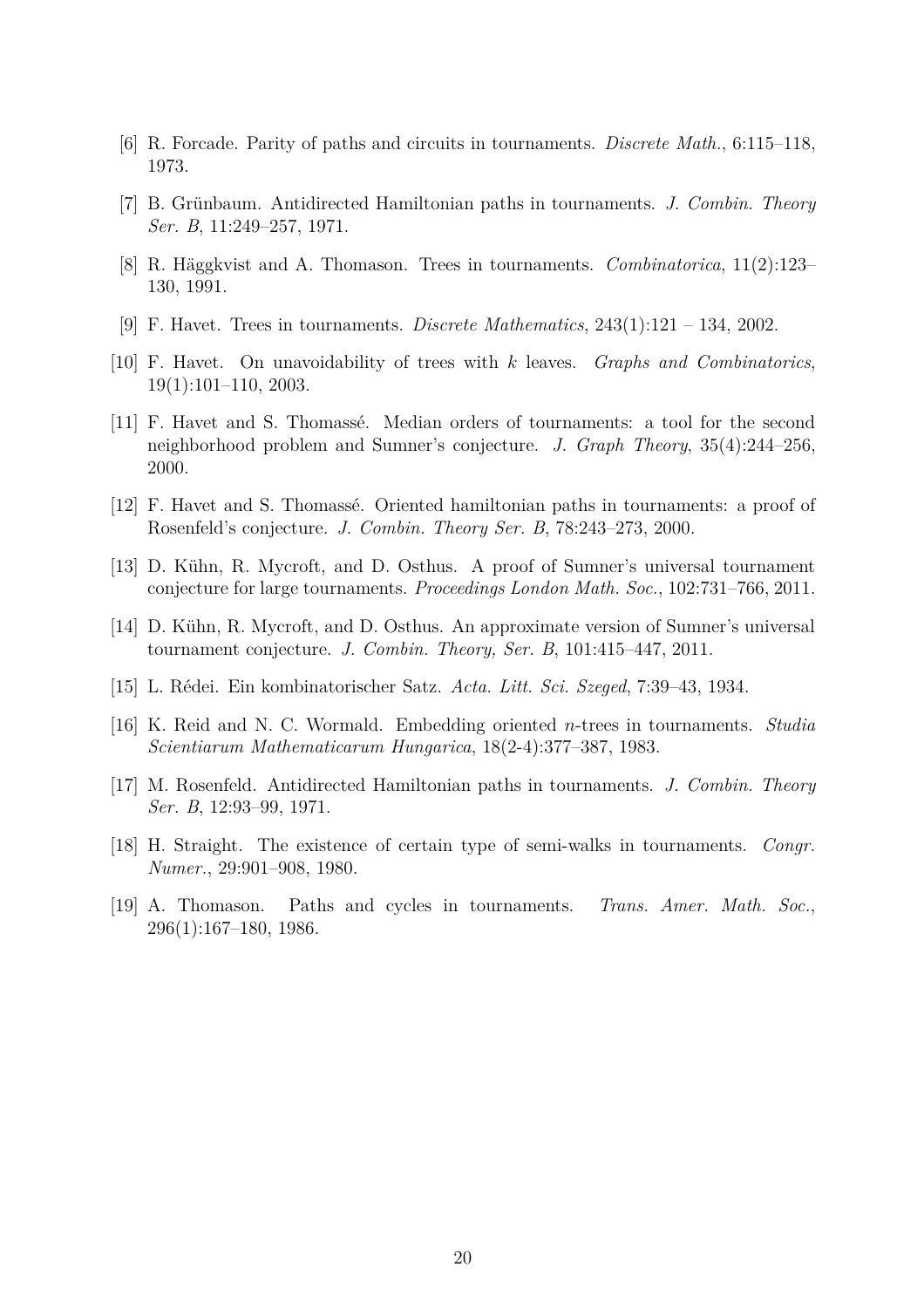[6] R. Forcade. Parity of paths and circuits in tournaments. *Discrete Math.*, 6:115–118, 1973.

[7] B. Grünbaum. Antidirected Hamiltonian paths in tournaments. *J. Combin. Theory Ser. B*, 11:249–257, 1971.

[8] R. Häggkvist and A. Thomason. Trees in tournaments. *Combinatorica*, 11(2):123–130, 1991.

[9] F. Havet. Trees in tournaments. *Discrete Mathematics*, 243(1):121 – 134, 2002.

[10] F. Havet. On unavoidability of trees with $k$ leaves. *Graphs and Combinatorics*, 19(1):101–110, 2003.

[11] F. Havet and S. Thomassé. Median orders of tournaments: a tool for the second neighborhood problem and Sumner's conjecture. *J. Graph Theory*, 35(4):244–256, 2000.

[12] F. Havet and S. Thomassé. Oriented hamiltonian paths in tournaments: a proof of Rosenfeld's conjecture. *J. Combin. Theory Ser. B*, 78:243–273, 2000.

[13] D. Kühn, R. Mycroft, and D. Osthus. A proof of Sumner's universal tournament conjecture for large tournaments. *Proceedings London Math. Soc.*, 102:731–766, 2011.

[14] D. Kühn, R. Mycroft, and D. Osthus. An approximate version of Sumner's universal tournament conjecture. *J. Combin. Theory, Ser. B*, 101:415–447, 2011.

[15] L. Rédei. Ein kombinatorischer Satz. *Acta. Litt. Sci. Szeged*, 7:39–43, 1934.

[16] K. Reid and N. C. Wormald. Embedding oriented $n$-trees in tournaments. *Studia Scientiarum Mathematicarum Hungarica*, 18(2-4):377–387, 1983.

[17] M. Rosenfeld. Antidirected Hamiltonian paths in tournaments. *J. Combin. Theory Ser. B*, 12:93–99, 1971.

[18] H. Straight. The existence of certain type of semi-walks in tournaments. *Congr. Numer.*, 29:901–908, 1980.

[19] A. Thomason. Paths and cycles in tournaments. *Trans. Amer. Math. Soc.*, 296(1):167–180, 1986.